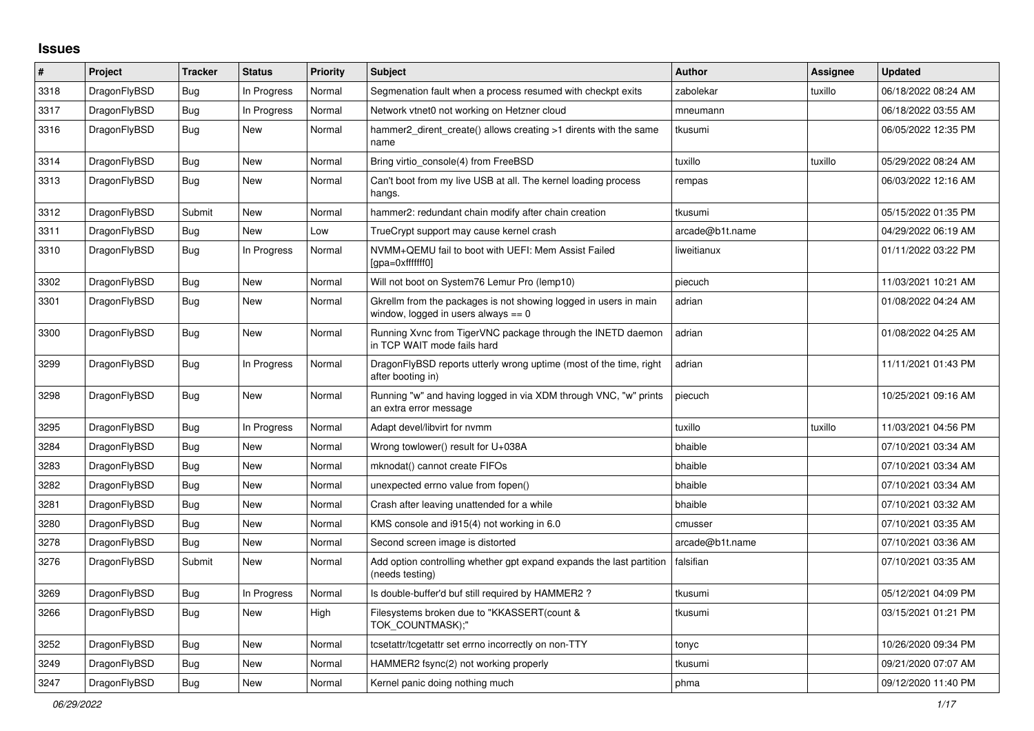## Issues

| # | Project | Tracker | Status | Priority | Subject | Author | Assignee | Updated |
|---|---|---|---|---|---|---|---|---|
| 3318 | DragonFlyBSD | Bug | In Progress | Normal | Segmenation fault when a process resumed with checkpt exits | zabolekar | tuxillo | 06/18/2022 08:24 AM |
| 3317 | DragonFlyBSD | Bug | In Progress | Normal | Network vtnet0 not working on Hetzner cloud | mneumann | | 06/18/2022 03:55 AM |
| 3316 | DragonFlyBSD | Bug | New | Normal | hammer2_dirent_create() allows creating >1 dirents with the same name | tkusumi | | 06/05/2022 12:35 PM |
| 3314 | DragonFlyBSD | Bug | New | Normal | Bring virtio_console(4) from FreeBSD | tuxillo | tuxillo | 05/29/2022 08:24 AM |
| 3313 | DragonFlyBSD | Bug | New | Normal | Can't boot from my live USB at all. The kernel loading process hangs. | rempas | | 06/03/2022 12:16 AM |
| 3312 | DragonFlyBSD | Submit | New | Normal | hammer2: redundant chain modify after chain creation | tkusumi | | 05/15/2022 01:35 PM |
| 3311 | DragonFlyBSD | Bug | New | Low | TrueCrypt support may cause kernel crash | arcade@b1t.name | | 04/29/2022 06:19 AM |
| 3310 | DragonFlyBSD | Bug | In Progress | Normal | NVMM+QEMU fail to boot with UEFI: Mem Assist Failed [gpa=0xfffffff0] | liweitianux | | 01/11/2022 03:22 PM |
| 3302 | DragonFlyBSD | Bug | New | Normal | Will not boot on System76 Lemur Pro (lemp10) | piecuch | | 11/03/2021 10:21 AM |
| 3301 | DragonFlyBSD | Bug | New | Normal | Gkrellm from the packages is not showing logged in users in main window, logged in users always == 0 | adrian | | 01/08/2022 04:24 AM |
| 3300 | DragonFlyBSD | Bug | New | Normal | Running Xvnc from TigerVNC package through the INETD daemon in TCP WAIT mode fails hard | adrian | | 01/08/2022 04:25 AM |
| 3299 | DragonFlyBSD | Bug | In Progress | Normal | DragonFlyBSD reports utterly wrong uptime (most of the time, right after booting in) | adrian | | 11/11/2021 01:43 PM |
| 3298 | DragonFlyBSD | Bug | New | Normal | Running "w" and having logged in via XDM through VNC, "w" prints an extra error message | piecuch | | 10/25/2021 09:16 AM |
| 3295 | DragonFlyBSD | Bug | In Progress | Normal | Adapt devel/libvirt for nvmm | tuxillo | tuxillo | 11/03/2021 04:56 PM |
| 3284 | DragonFlyBSD | Bug | New | Normal | Wrong towlower() result for U+038A | bhaible | | 07/10/2021 03:34 AM |
| 3283 | DragonFlyBSD | Bug | New | Normal | mknodat() cannot create FIFOs | bhaible | | 07/10/2021 03:34 AM |
| 3282 | DragonFlyBSD | Bug | New | Normal | unexpected errno value from fopen() | bhaible | | 07/10/2021 03:34 AM |
| 3281 | DragonFlyBSD | Bug | New | Normal | Crash after leaving unattended for a while | bhaible | | 07/10/2021 03:32 AM |
| 3280 | DragonFlyBSD | Bug | New | Normal | KMS console and i915(4) not working in 6.0 | cmusser | | 07/10/2021 03:35 AM |
| 3278 | DragonFlyBSD | Bug | New | Normal | Second screen image is distorted | arcade@b1t.name | | 07/10/2021 03:36 AM |
| 3276 | DragonFlyBSD | Submit | New | Normal | Add option controlling whether gpt expand expands the last partition (needs testing) | falsifian | | 07/10/2021 03:35 AM |
| 3269 | DragonFlyBSD | Bug | In Progress | Normal | Is double-buffer'd buf still required by HAMMER2 ? | tkusumi | | 05/12/2021 04:09 PM |
| 3266 | DragonFlyBSD | Bug | New | High | Filesystems broken due to "KKASSERT(count & TOK_COUNTMASK);" | tkusumi | | 03/15/2021 01:21 PM |
| 3252 | DragonFlyBSD | Bug | New | Normal | tcsetattr/tcgetattr set errno incorrectly on non-TTY | tonyc | | 10/26/2020 09:34 PM |
| 3249 | DragonFlyBSD | Bug | New | Normal | HAMMER2 fsync(2) not working properly | tkusumi | | 09/21/2020 07:07 AM |
| 3247 | DragonFlyBSD | Bug | New | Normal | Kernel panic doing nothing much | phma | | 09/12/2020 11:40 PM |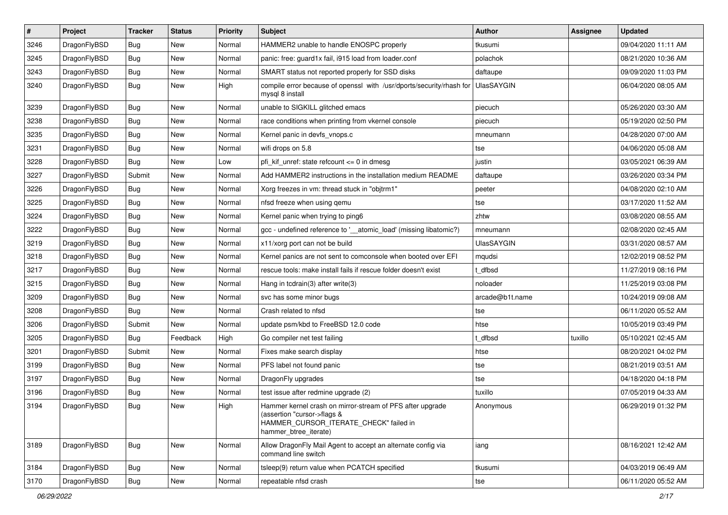| # | Project | Tracker | Status | Priority | Subject | Author | Assignee | Updated |
| --- | --- | --- | --- | --- | --- | --- | --- | --- |
| 3246 | DragonFlyBSD | Bug | New | Normal | HAMMER2 unable to handle ENOSPC properly | tkusumi | | 09/04/2020 11:11 AM |
| 3245 | DragonFlyBSD | Bug | New | Normal | panic: free: guard1x fail, i915 load from loader.conf | polachok | | 08/21/2020 10:36 AM |
| 3243 | DragonFlyBSD | Bug | New | Normal | SMART status not reported properly for SSD disks | daftaupe | | 09/09/2020 11:03 PM |
| 3240 | DragonFlyBSD | Bug | New | High | compile error because of openssl with /usr/dports/security/rhash for mysql 8 install | UlasSAYGIN | | 06/04/2020 08:05 AM |
| 3239 | DragonFlyBSD | Bug | New | Normal | unable to SIGKILL glitched emacs | piecuch | | 05/26/2020 03:30 AM |
| 3238 | DragonFlyBSD | Bug | New | Normal | race conditions when printing from vkernel console | piecuch | | 05/19/2020 02:50 PM |
| 3235 | DragonFlyBSD | Bug | New | Normal | Kernel panic in devfs_vnops.c | mneumann | | 04/28/2020 07:00 AM |
| 3231 | DragonFlyBSD | Bug | New | Normal | wifi drops on 5.8 | tse | | 04/06/2020 05:08 AM |
| 3228 | DragonFlyBSD | Bug | New | Low | pfi_kif_unref: state refcount <= 0 in dmesg | justin | | 03/05/2021 06:39 AM |
| 3227 | DragonFlyBSD | Submit | New | Normal | Add HAMMER2 instructions in the installation medium README | daftaupe | | 03/26/2020 03:34 PM |
| 3226 | DragonFlyBSD | Bug | New | Normal | Xorg freezes in vm: thread stuck in "objtrm1" | peeter | | 04/08/2020 02:10 AM |
| 3225 | DragonFlyBSD | Bug | New | Normal | nfsd freeze when using qemu | tse | | 03/17/2020 11:52 AM |
| 3224 | DragonFlyBSD | Bug | New | Normal | Kernel panic when trying to ping6 | zhtw | | 03/08/2020 08:55 AM |
| 3222 | DragonFlyBSD | Bug | New | Normal | gcc - undefined reference to '__atomic_load' (missing libatomic?) | mneumann | | 02/08/2020 02:45 AM |
| 3219 | DragonFlyBSD | Bug | New | Normal | x11/xorg port can not be build | UlasSAYGIN | | 03/31/2020 08:57 AM |
| 3218 | DragonFlyBSD | Bug | New | Normal | Kernel panics are not sent to comconsole when booted over EFI | mqudsi | | 12/02/2019 08:52 PM |
| 3217 | DragonFlyBSD | Bug | New | Normal | rescue tools: make install fails if rescue folder doesn't exist | t_dfbsd | | 11/27/2019 08:16 PM |
| 3215 | DragonFlyBSD | Bug | New | Normal | Hang in tcdrain(3) after write(3) | noloader | | 11/25/2019 03:08 PM |
| 3209 | DragonFlyBSD | Bug | New | Normal | svc has some minor bugs | arcade@b1t.name | | 10/24/2019 09:08 AM |
| 3208 | DragonFlyBSD | Bug | New | Normal | Crash related to nfsd | tse | | 06/11/2020 05:52 AM |
| 3206 | DragonFlyBSD | Submit | New | Normal | update psm/kbd to FreeBSD 12.0 code | htse | | 10/05/2019 03:49 PM |
| 3205 | DragonFlyBSD | Bug | Feedback | High | Go compiler net test failing | t_dfbsd | tuxillo | 05/10/2021 02:45 AM |
| 3201 | DragonFlyBSD | Submit | New | Normal | Fixes make search display | htse | | 08/20/2021 04:02 PM |
| 3199 | DragonFlyBSD | Bug | New | Normal | PFS label not found panic | tse | | 08/21/2019 03:51 AM |
| 3197 | DragonFlyBSD | Bug | New | Normal | DragonFly upgrades | tse | | 04/18/2020 04:18 PM |
| 3196 | DragonFlyBSD | Bug | New | Normal | test issue after redmine upgrade (2) | tuxillo | | 07/05/2019 04:33 AM |
| 3194 | DragonFlyBSD | Bug | New | High | Hammer kernel crash on mirror-stream of PFS after upgrade (assertion "cursor->flags & HAMMER_CURSOR_ITERATE_CHECK" failed in hammer_btree_iterate) | Anonymous | | 06/29/2019 01:32 PM |
| 3189 | DragonFlyBSD | Bug | New | Normal | Allow DragonFly Mail Agent to accept an alternate config via command line switch | iang | | 08/16/2021 12:42 AM |
| 3184 | DragonFlyBSD | Bug | New | Normal | tsleep(9) return value when PCATCH specified | tkusumi | | 04/03/2019 06:49 AM |
| 3170 | DragonFlyBSD | Bug | New | Normal | repeatable nfsd crash | tse | | 06/11/2020 05:52 AM |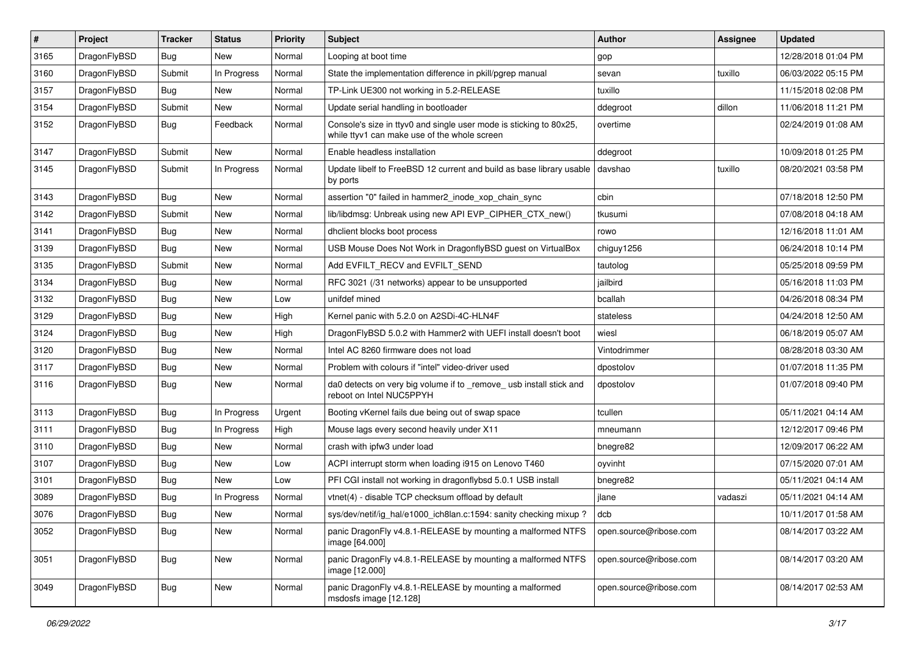| # | Project | Tracker | Status | Priority | Subject | Author | Assignee | Updated |
|---|---|---|---|---|---|---|---|---|
| 3165 | DragonFlyBSD | Bug | New | Normal | Looping at boot time | gop | | 12/28/2018 01:04 PM |
| 3160 | DragonFlyBSD | Submit | In Progress | Normal | State the implementation difference in pkill/pgrep manual | sevan | tuxillo | 06/03/2022 05:15 PM |
| 3157 | DragonFlyBSD | Bug | New | Normal | TP-Link UE300 not working in 5.2-RELEASE | tuxillo | | 11/15/2018 02:08 PM |
| 3154 | DragonFlyBSD | Submit | New | Normal | Update serial handling in bootloader | ddegroot | dillon | 11/06/2018 11:21 PM |
| 3152 | DragonFlyBSD | Bug | Feedback | Normal | Console's size in ttyv0 and single user mode is sticking to 80x25, while ttyv1 can make use of the whole screen | overtime | | 02/24/2019 01:08 AM |
| 3147 | DragonFlyBSD | Submit | New | Normal | Enable headless installation | ddegroot | | 10/09/2018 01:25 PM |
| 3145 | DragonFlyBSD | Submit | In Progress | Normal | Update libelf to FreeBSD 12 current and build as base library usable by ports | davshao | tuxillo | 08/20/2021 03:58 PM |
| 3143 | DragonFlyBSD | Bug | New | Normal | assertion "0" failed in hammer2_inode_xop_chain_sync | cbin | | 07/18/2018 12:50 PM |
| 3142 | DragonFlyBSD | Submit | New | Normal | lib/libdmsg: Unbreak using new API EVP_CIPHER_CTX_new() | tkusumi | | 07/08/2018 04:18 AM |
| 3141 | DragonFlyBSD | Bug | New | Normal | dhclient blocks boot process | rowo | | 12/16/2018 11:01 AM |
| 3139 | DragonFlyBSD | Bug | New | Normal | USB Mouse Does Not Work in DragonflyBSD guest on VirtualBox | chiguy1256 | | 06/24/2018 10:14 PM |
| 3135 | DragonFlyBSD | Submit | New | Normal | Add EVFILT_RECV and EVFILT_SEND | tautolog | | 05/25/2018 09:59 PM |
| 3134 | DragonFlyBSD | Bug | New | Normal | RFC 3021 (/31 networks) appear to be unsupported | jailbird | | 05/16/2018 11:03 PM |
| 3132 | DragonFlyBSD | Bug | New | Low | unifdef mined | bcallah | | 04/26/2018 08:34 PM |
| 3129 | DragonFlyBSD | Bug | New | High | Kernel panic with 5.2.0 on A2SDi-4C-HLN4F | stateless | | 04/24/2018 12:50 AM |
| 3124 | DragonFlyBSD | Bug | New | High | DragonFlyBSD 5.0.2 with Hammer2 with UEFI install doesn't boot | wiesl | | 06/18/2019 05:07 AM |
| 3120 | DragonFlyBSD | Bug | New | Normal | Intel AC 8260 firmware does not load | Vintodrimmer | | 08/28/2018 03:30 AM |
| 3117 | DragonFlyBSD | Bug | New | Normal | Problem with colours if "intel" video-driver used | dpostolov | | 01/07/2018 11:35 PM |
| 3116 | DragonFlyBSD | Bug | New | Normal | da0 detects on very big volume if to _remove_ usb install stick and reboot on Intel NUC5PPYH | dpostolov | | 01/07/2018 09:40 PM |
| 3113 | DragonFlyBSD | Bug | In Progress | Urgent | Booting vKernel fails due being out of swap space | tcullen | | 05/11/2021 04:14 AM |
| 3111 | DragonFlyBSD | Bug | In Progress | High | Mouse lags every second heavily under X11 | mneumann | | 12/12/2017 09:46 PM |
| 3110 | DragonFlyBSD | Bug | New | Normal | crash with ipfw3 under load | bnegre82 | | 12/09/2017 06:22 AM |
| 3107 | DragonFlyBSD | Bug | New | Low | ACPI interrupt storm when loading i915 on Lenovo T460 | oyvinht | | 07/15/2020 07:01 AM |
| 3101 | DragonFlyBSD | Bug | New | Low | PFI CGI install not working in dragonflybsd 5.0.1 USB install | bnegre82 | | 05/11/2021 04:14 AM |
| 3089 | DragonFlyBSD | Bug | In Progress | Normal | vtnet(4) - disable TCP checksum offload by default | jlane | vadaszi | 05/11/2021 04:14 AM |
| 3076 | DragonFlyBSD | Bug | New | Normal | sys/dev/netif/ig_hal/e1000_ich8lan.c:1594: sanity checking mixup ? | dcb | | 10/11/2017 01:58 AM |
| 3052 | DragonFlyBSD | Bug | New | Normal | panic DragonFly v4.8.1-RELEASE by mounting a malformed NTFS image [64.000] | open.source@ribose.com | | 08/14/2017 03:22 AM |
| 3051 | DragonFlyBSD | Bug | New | Normal | panic DragonFly v4.8.1-RELEASE by mounting a malformed NTFS image [12.000] | open.source@ribose.com | | 08/14/2017 03:20 AM |
| 3049 | DragonFlyBSD | Bug | New | Normal | panic DragonFly v4.8.1-RELEASE by mounting a malformed msdosfs image [12.128] | open.source@ribose.com | | 08/14/2017 02:53 AM |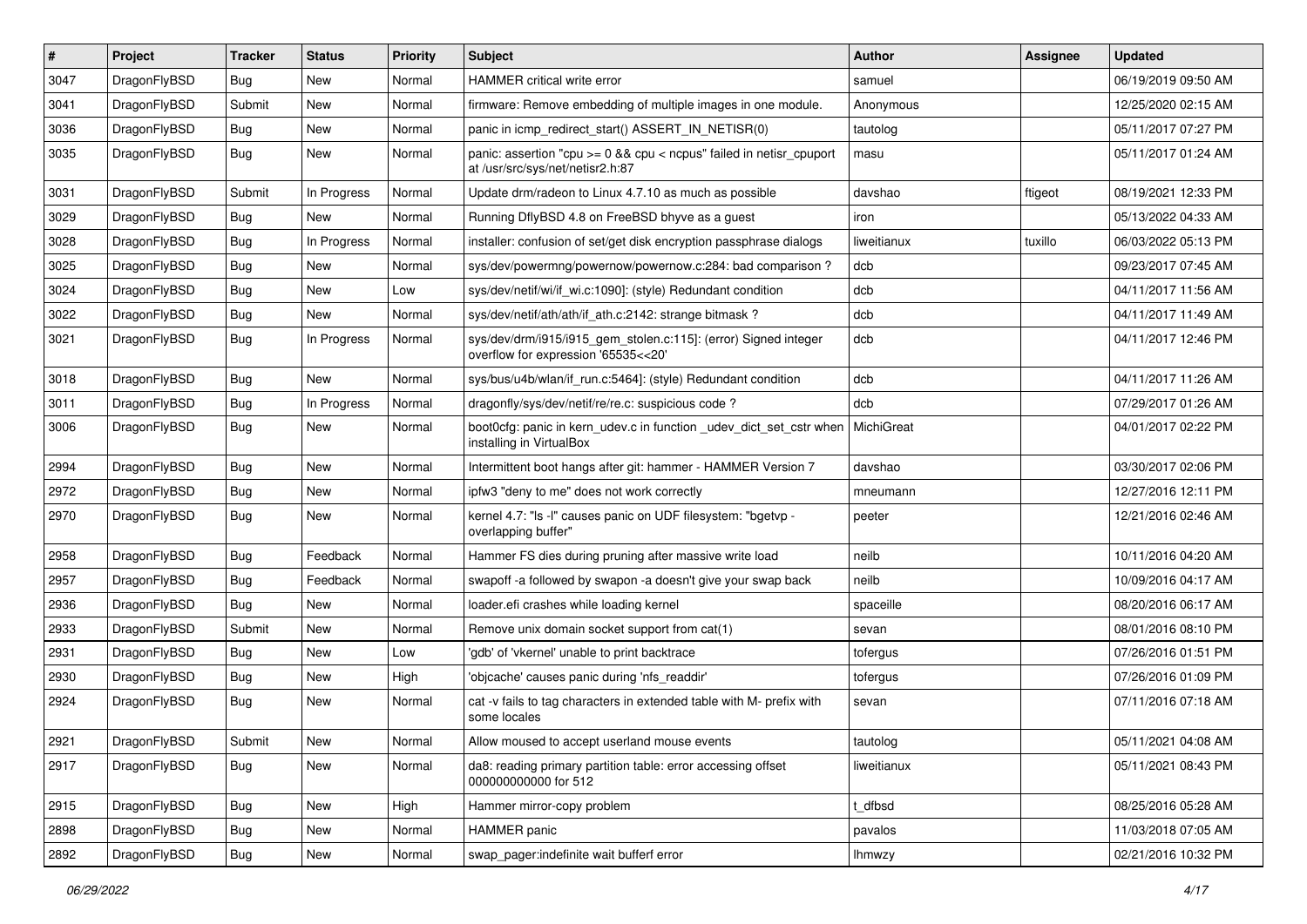| # | Project | Tracker | Status | Priority | Subject | Author | Assignee | Updated |
|---|---|---|---|---|---|---|---|---|
| 3047 | DragonFlyBSD | Bug | New | Normal | HAMMER critical write error | samuel | | 06/19/2019 09:50 AM |
| 3041 | DragonFlyBSD | Submit | New | Normal | firmware: Remove embedding of multiple images in one module. | Anonymous | | 12/25/2020 02:15 AM |
| 3036 | DragonFlyBSD | Bug | New | Normal | panic in icmp_redirect_start() ASSERT_IN_NETISR(0) | tautolog | | 05/11/2017 07:27 PM |
| 3035 | DragonFlyBSD | Bug | New | Normal | panic: assertion "cpu >= 0 && cpu < ncpus" failed in netisr_cpuport at /usr/src/sys/net/netisr2.h:87 | masu | | 05/11/2017 01:24 AM |
| 3031 | DragonFlyBSD | Submit | In Progress | Normal | Update drm/radeon to Linux 4.7.10 as much as possible | davshao | ftigeot | 08/19/2021 12:33 PM |
| 3029 | DragonFlyBSD | Bug | New | Normal | Running DflyBSD 4.8 on FreeBSD bhyve as a guest | iron | | 05/13/2022 04:33 AM |
| 3028 | DragonFlyBSD | Bug | In Progress | Normal | installer: confusion of set/get disk encryption passphrase dialogs | liweitianux | tuxillo | 06/03/2022 05:13 PM |
| 3025 | DragonFlyBSD | Bug | New | Normal | sys/dev/powermng/powernow/powernow.c:284: bad comparison ? | dcb | | 09/23/2017 07:45 AM |
| 3024 | DragonFlyBSD | Bug | New | Low | sys/dev/netif/wi/if_wi.c:1090]: (style) Redundant condition | dcb | | 04/11/2017 11:56 AM |
| 3022 | DragonFlyBSD | Bug | New | Normal | sys/dev/netif/ath/ath/if_ath.c:2142: strange bitmask ? | dcb | | 04/11/2017 11:49 AM |
| 3021 | DragonFlyBSD | Bug | In Progress | Normal | sys/dev/drm/i915/i915_gem_stolen.c:115]: (error) Signed integer overflow for expression '65535<<20' | dcb | | 04/11/2017 12:46 PM |
| 3018 | DragonFlyBSD | Bug | New | Normal | sys/bus/u4b/wlan/if_run.c:5464]: (style) Redundant condition | dcb | | 04/11/2017 11:26 AM |
| 3011 | DragonFlyBSD | Bug | In Progress | Normal | dragonfly/sys/dev/netif/re/re.c: suspicious code ? | dcb | | 07/29/2017 01:26 AM |
| 3006 | DragonFlyBSD | Bug | New | Normal | boot0cfg: panic in kern_udev.c in function _udev_dict_set_cstr when installing in VirtualBox | MichiGreat | | 04/01/2017 02:22 PM |
| 2994 | DragonFlyBSD | Bug | New | Normal | Intermittent boot hangs after git: hammer - HAMMER Version 7 | davshao | | 03/30/2017 02:06 PM |
| 2972 | DragonFlyBSD | Bug | New | Normal | ipfw3 "deny to me" does not work correctly | mneumann | | 12/27/2016 12:11 PM |
| 2970 | DragonFlyBSD | Bug | New | Normal | kernel 4.7: "ls -l" causes panic on UDF filesystem: "bgetvp - overlapping buffer" | peeter | | 12/21/2016 02:46 AM |
| 2958 | DragonFlyBSD | Bug | Feedback | Normal | Hammer FS dies during pruning after massive write load | neilb | | 10/11/2016 04:20 AM |
| 2957 | DragonFlyBSD | Bug | Feedback | Normal | swapoff -a followed by swapon -a doesn't give your swap back | neilb | | 10/09/2016 04:17 AM |
| 2936 | DragonFlyBSD | Bug | New | Normal | loader.efi crashes while loading kernel | spaceille | | 08/20/2016 06:17 AM |
| 2933 | DragonFlyBSD | Submit | New | Normal | Remove unix domain socket support from cat(1) | sevan | | 08/01/2016 08:10 PM |
| 2931 | DragonFlyBSD | Bug | New | Low | 'gdb' of 'vkernel' unable to print backtrace | tofergus | | 07/26/2016 01:51 PM |
| 2930 | DragonFlyBSD | Bug | New | High | 'objcache' causes panic during 'nfs_readdir' | tofergus | | 07/26/2016 01:09 PM |
| 2924 | DragonFlyBSD | Bug | New | Normal | cat -v fails to tag characters in extended table with M- prefix with some locales | sevan | | 07/11/2016 07:18 AM |
| 2921 | DragonFlyBSD | Submit | New | Normal | Allow moused to accept userland mouse events | tautolog | | 05/11/2021 04:08 AM |
| 2917 | DragonFlyBSD | Bug | New | Normal | da8: reading primary partition table: error accessing offset 000000000000 for 512 | liweitianux | | 05/11/2021 08:43 PM |
| 2915 | DragonFlyBSD | Bug | New | High | Hammer mirror-copy problem | t_dfbsd | | 08/25/2016 05:28 AM |
| 2898 | DragonFlyBSD | Bug | New | Normal | HAMMER panic | pavalos | | 11/03/2018 07:05 AM |
| 2892 | DragonFlyBSD | Bug | New | Normal | swap_pager:indefinite wait bufferf error | lhmwzy | | 02/21/2016 10:32 PM |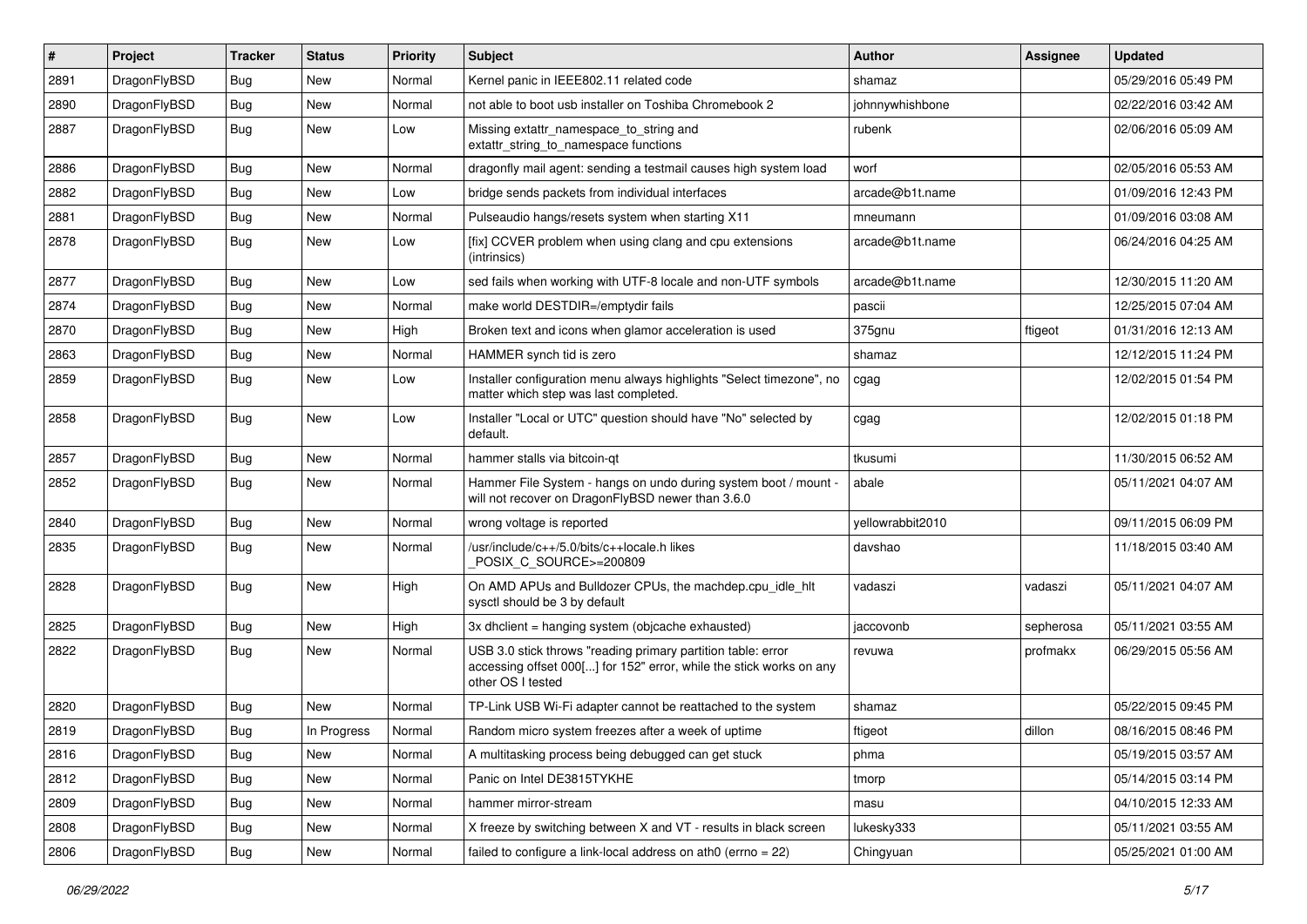| # | Project | Tracker | Status | Priority | Subject | Author | Assignee | Updated |
|---|---|---|---|---|---|---|---|---|
| 2891 | DragonFlyBSD | Bug | New | Normal | Kernel panic in IEEE802.11 related code | shamaz | | 05/29/2016 05:49 PM |
| 2890 | DragonFlyBSD | Bug | New | Normal | not able to boot usb installer on Toshiba Chromebook 2 | johnnywhishbone | | 02/22/2016 03:42 AM |
| 2887 | DragonFlyBSD | Bug | New | Low | Missing extattr_namespace_to_string and extattr_string_to_namespace functions | rubenk | | 02/06/2016 05:09 AM |
| 2886 | DragonFlyBSD | Bug | New | Normal | dragonfly mail agent: sending a testmail causes high system load | worf | | 02/05/2016 05:53 AM |
| 2882 | DragonFlyBSD | Bug | New | Low | bridge sends packets from individual interfaces | arcade@b1t.name | | 01/09/2016 12:43 PM |
| 2881 | DragonFlyBSD | Bug | New | Normal | Pulseaudio hangs/resets system when starting X11 | mneumann | | 01/09/2016 03:08 AM |
| 2878 | DragonFlyBSD | Bug | New | Low | [fix] CCVER problem when using clang and cpu extensions (intrinsics) | arcade@b1t.name | | 06/24/2016 04:25 AM |
| 2877 | DragonFlyBSD | Bug | New | Low | sed fails when working with UTF-8 locale and non-UTF symbols | arcade@b1t.name | | 12/30/2015 11:20 AM |
| 2874 | DragonFlyBSD | Bug | New | Normal | make world DESTDIR=/emptydir fails | pascii | | 12/25/2015 07:04 AM |
| 2870 | DragonFlyBSD | Bug | New | High | Broken text and icons when glamor acceleration is used | 375gnu | ftigeot | 01/31/2016 12:13 AM |
| 2863 | DragonFlyBSD | Bug | New | Normal | HAMMER synch tid is zero | shamaz | | 12/12/2015 11:24 PM |
| 2859 | DragonFlyBSD | Bug | New | Low | Installer configuration menu always highlights "Select timezone", no matter which step was last completed. | cgag | | 12/02/2015 01:54 PM |
| 2858 | DragonFlyBSD | Bug | New | Low | Installer "Local or UTC" question should have "No" selected by default. | cgag | | 12/02/2015 01:18 PM |
| 2857 | DragonFlyBSD | Bug | New | Normal | hammer stalls via bitcoin-qt | tkusumi | | 11/30/2015 06:52 AM |
| 2852 | DragonFlyBSD | Bug | New | Normal | Hammer File System - hangs on undo during system boot / mount - will not recover on DragonFlyBSD newer than 3.6.0 | abale | | 05/11/2021 04:07 AM |
| 2840 | DragonFlyBSD | Bug | New | Normal | wrong voltage is reported | yellowrabbit2010 | | 09/11/2015 06:09 PM |
| 2835 | DragonFlyBSD | Bug | New | Normal | /usr/include/c++/5.0/bits/c++locale.h likes _POSIX_C_SOURCE>=200809 | davshao | | 11/18/2015 03:40 AM |
| 2828 | DragonFlyBSD | Bug | New | High | On AMD APUs and Bulldozer CPUs, the machdep.cpu_idle_hlt sysctl should be 3 by default | vadaszi | vadaszi | 05/11/2021 04:07 AM |
| 2825 | DragonFlyBSD | Bug | New | High | 3x dhclient = hanging system (objcache exhausted) | jaccovonb | sepherosa | 05/11/2021 03:55 AM |
| 2822 | DragonFlyBSD | Bug | New | Normal | USB 3.0 stick throws "reading primary partition table: error accessing offset 000[...] for 152" error, while the stick works on any other OS I tested | revuwa | profmakx | 06/29/2015 05:56 AM |
| 2820 | DragonFlyBSD | Bug | New | Normal | TP-Link USB Wi-Fi adapter cannot be reattached to the system | shamaz | | 05/22/2015 09:45 PM |
| 2819 | DragonFlyBSD | Bug | In Progress | Normal | Random micro system freezes after a week of uptime | ftigeot | dillon | 08/16/2015 08:46 PM |
| 2816 | DragonFlyBSD | Bug | New | Normal | A multitasking process being debugged can get stuck | phma | | 05/19/2015 03:57 AM |
| 2812 | DragonFlyBSD | Bug | New | Normal | Panic on Intel DE3815TYKHE | tmorp | | 05/14/2015 03:14 PM |
| 2809 | DragonFlyBSD | Bug | New | Normal | hammer mirror-stream | masu | | 04/10/2015 12:33 AM |
| 2808 | DragonFlyBSD | Bug | New | Normal | X freeze by switching between X and VT - results in black screen | lukesky333 | | 05/11/2021 03:55 AM |
| 2806 | DragonFlyBSD | Bug | New | Normal | failed to configure a link-local address on ath0 (errno = 22) | Chingyuan | | 05/25/2021 01:00 AM |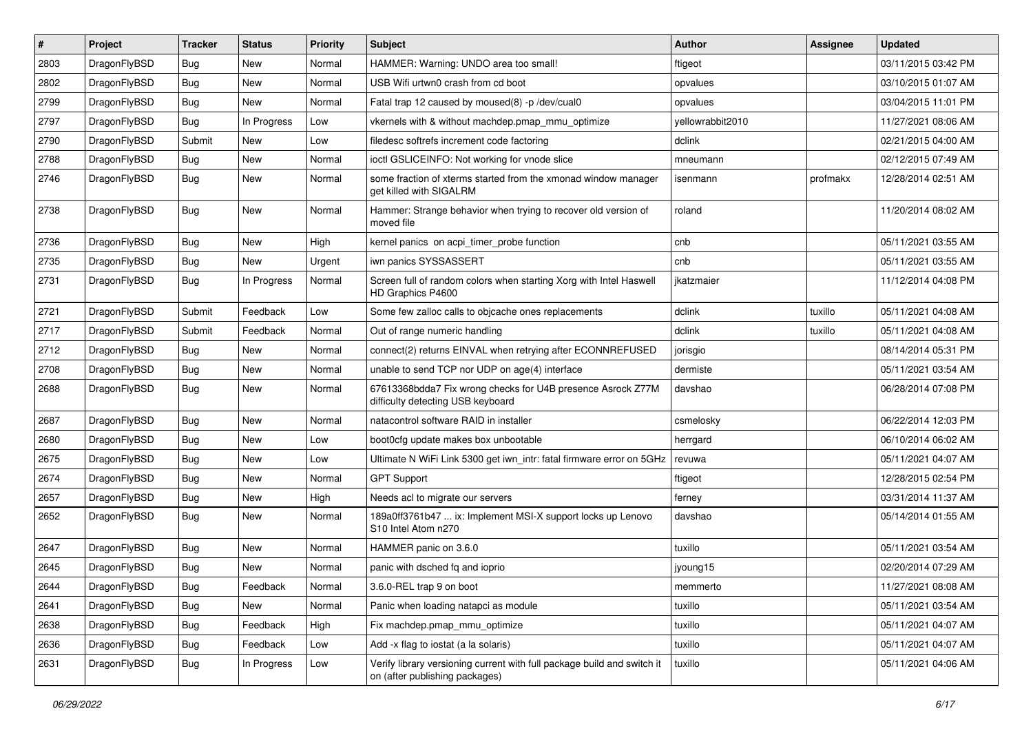| # | Project | Tracker | Status | Priority | Subject | Author | Assignee | Updated |
|---|---|---|---|---|---|---|---|---|
| 2803 | DragonFlyBSD | Bug | New | Normal | HAMMER: Warning: UNDO area too small! | ftigeot | | 03/11/2015 03:42 PM |
| 2802 | DragonFlyBSD | Bug | New | Normal | USB Wifi urtwn0 crash from cd boot | opvalues | | 03/10/2015 01:07 AM |
| 2799 | DragonFlyBSD | Bug | New | Normal | Fatal trap 12 caused by moused(8) -p /dev/cual0 | opvalues | | 03/04/2015 11:01 PM |
| 2797 | DragonFlyBSD | Bug | In Progress | Low | vkernels with & without machdep.pmap_mmu_optimize | yellowrabbit2010 | | 11/27/2021 08:06 AM |
| 2790 | DragonFlyBSD | Submit | New | Low | filedesc softrefs increment code factoring | dclink | | 02/21/2015 04:00 AM |
| 2788 | DragonFlyBSD | Bug | New | Normal | ioctl GSLICEINFO: Not working for vnode slice | mneumann | | 02/12/2015 07:49 AM |
| 2746 | DragonFlyBSD | Bug | New | Normal | some fraction of xterms started from the xmonad window manager get killed with SIGALRM | isenmann | profmakx | 12/28/2014 02:51 AM |
| 2738 | DragonFlyBSD | Bug | New | Normal | Hammer: Strange behavior when trying to recover old version of moved file | roland | | 11/20/2014 08:02 AM |
| 2736 | DragonFlyBSD | Bug | New | High | kernel panics on acpi_timer_probe function | cnb | | 05/11/2021 03:55 AM |
| 2735 | DragonFlyBSD | Bug | New | Urgent | iwn panics SYSSASSERT | cnb | | 05/11/2021 03:55 AM |
| 2731 | DragonFlyBSD | Bug | In Progress | Normal | Screen full of random colors when starting Xorg with Intel Haswell HD Graphics P4600 | jkatzmaier | | 11/12/2014 04:08 PM |
| 2721 | DragonFlyBSD | Submit | Feedback | Low | Some few zalloc calls to objcache ones replacements | dclink | tuxillo | 05/11/2021 04:08 AM |
| 2717 | DragonFlyBSD | Submit | Feedback | Normal | Out of range numeric handling | dclink | tuxillo | 05/11/2021 04:08 AM |
| 2712 | DragonFlyBSD | Bug | New | Normal | connect(2) returns EINVAL when retrying after ECONNREFUSED | jorisgio | | 08/14/2014 05:31 PM |
| 2708 | DragonFlyBSD | Bug | New | Normal | unable to send TCP nor UDP on age(4) interface | dermiste | | 05/11/2021 03:54 AM |
| 2688 | DragonFlyBSD | Bug | New | Normal | 67613368bdda7 Fix wrong checks for U4B presence Asrock Z77M difficulty detecting USB keyboard | davshao | | 06/28/2014 07:08 PM |
| 2687 | DragonFlyBSD | Bug | New | Normal | natacontrol software RAID in installer | csmelosky | | 06/22/2014 12:03 PM |
| 2680 | DragonFlyBSD | Bug | New | Low | boot0cfg update makes box unbootable | herrgard | | 06/10/2014 06:02 AM |
| 2675 | DragonFlyBSD | Bug | New | Low | Ultimate N WiFi Link 5300 get iwn_intr: fatal firmware error on 5GHz | revuwa | | 05/11/2021 04:07 AM |
| 2674 | DragonFlyBSD | Bug | New | Normal | GPT Support | ftigeot | | 12/28/2015 02:54 PM |
| 2657 | DragonFlyBSD | Bug | New | High | Needs acl to migrate our servers | ferney | | 03/31/2014 11:37 AM |
| 2652 | DragonFlyBSD | Bug | New | Normal | 189a0ff3761b47 ... ix: Implement MSI-X support locks up Lenovo S10 Intel Atom n270 | davshao | | 05/14/2014 01:55 AM |
| 2647 | DragonFlyBSD | Bug | New | Normal | HAMMER panic on 3.6.0 | tuxillo | | 05/11/2021 03:54 AM |
| 2645 | DragonFlyBSD | Bug | New | Normal | panic with dsched fq and ioprio | jyoung15 | | 02/20/2014 07:29 AM |
| 2644 | DragonFlyBSD | Bug | Feedback | Normal | 3.6.0-REL trap 9 on boot | memmerto | | 11/27/2021 08:08 AM |
| 2641 | DragonFlyBSD | Bug | New | Normal | Panic when loading natapci as module | tuxillo | | 05/11/2021 03:54 AM |
| 2638 | DragonFlyBSD | Bug | Feedback | High | Fix machdep.pmap_mmu_optimize | tuxillo | | 05/11/2021 04:07 AM |
| 2636 | DragonFlyBSD | Bug | Feedback | Low | Add -x flag to iostat (a la solaris) | tuxillo | | 05/11/2021 04:07 AM |
| 2631 | DragonFlyBSD | Bug | In Progress | Low | Verify library versioning current with full package build and switch it on (after publishing packages) | tuxillo | | 05/11/2021 04:06 AM |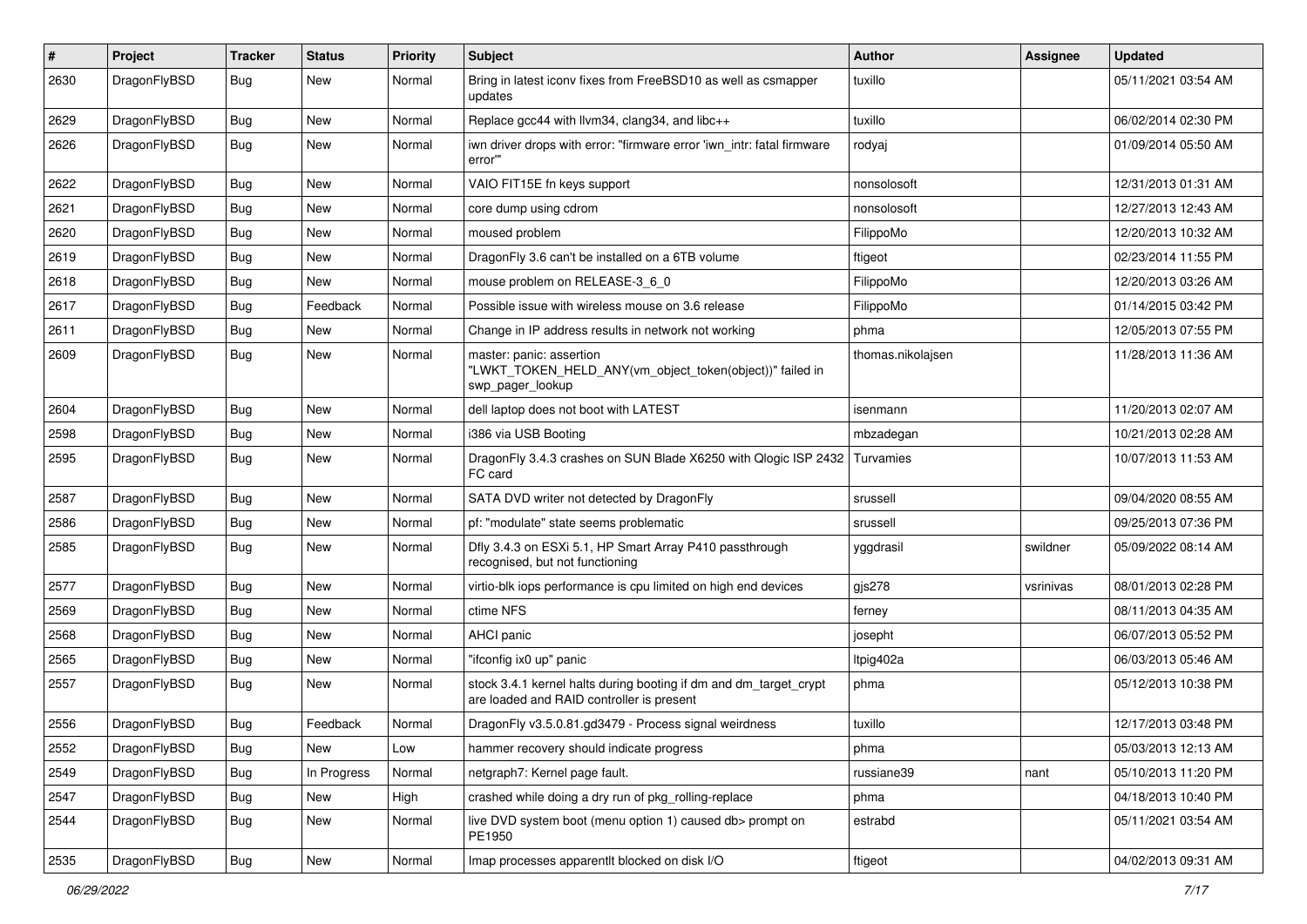| # | Project | Tracker | Status | Priority | Subject | Author | Assignee | Updated |
|---|---|---|---|---|---|---|---|---|
| 2630 | DragonFlyBSD | Bug | New | Normal | Bring in latest iconv fixes from FreeBSD10 as well as csmapper updates | tuxillo | | 05/11/2021 03:54 AM |
| 2629 | DragonFlyBSD | Bug | New | Normal | Replace gcc44 with llvm34, clang34, and libc++ | tuxillo | | 06/02/2014 02:30 PM |
| 2626 | DragonFlyBSD | Bug | New | Normal | iwn driver drops with error: "firmware error 'iwn_intr: fatal firmware error'" | rodyaj | | 01/09/2014 05:50 AM |
| 2622 | DragonFlyBSD | Bug | New | Normal | VAIO FIT15E fn keys support | nonsolosoft | | 12/31/2013 01:31 AM |
| 2621 | DragonFlyBSD | Bug | New | Normal | core dump using cdrom | nonsolosoft | | 12/27/2013 12:43 AM |
| 2620 | DragonFlyBSD | Bug | New | Normal | moused problem | FilippoMo | | 12/20/2013 10:32 AM |
| 2619 | DragonFlyBSD | Bug | New | Normal | DragonFly 3.6 can't be installed on a 6TB volume | ftigeot | | 02/23/2014 11:55 PM |
| 2618 | DragonFlyBSD | Bug | New | Normal | mouse problem on RELEASE-3_6_0 | FilippoMo | | 12/20/2013 03:26 AM |
| 2617 | DragonFlyBSD | Bug | Feedback | Normal | Possible issue with wireless mouse on 3.6 release | FilippoMo | | 01/14/2015 03:42 PM |
| 2611 | DragonFlyBSD | Bug | New | Normal | Change in IP address results in network not working | phma | | 12/05/2013 07:55 PM |
| 2609 | DragonFlyBSD | Bug | New | Normal | master: panic: assertion "LWKT_TOKEN_HELD_ANY(vm_object_token(object))" failed in swp_pager_lookup | thomas.nikolajsen | | 11/28/2013 11:36 AM |
| 2604 | DragonFlyBSD | Bug | New | Normal | dell laptop does not boot with LATEST | isenmann | | 11/20/2013 02:07 AM |
| 2598 | DragonFlyBSD | Bug | New | Normal | i386 via USB Booting | mbzadegan | | 10/21/2013 02:28 AM |
| 2595 | DragonFlyBSD | Bug | New | Normal | DragonFly 3.4.3 crashes on SUN Blade X6250 with Qlogic ISP 2432 FC card | Turvamies | | 10/07/2013 11:53 AM |
| 2587 | DragonFlyBSD | Bug | New | Normal | SATA DVD writer not detected by DragonFly | srussell | | 09/04/2020 08:55 AM |
| 2586 | DragonFlyBSD | Bug | New | Normal | pf: "modulate" state seems problematic | srussell | | 09/25/2013 07:36 PM |
| 2585 | DragonFlyBSD | Bug | New | Normal | Dfly 3.4.3 on ESXi 5.1, HP Smart Array P410 passthrough recognised, but not functioning | yggdrasil | swildner | 05/09/2022 08:14 AM |
| 2577 | DragonFlyBSD | Bug | New | Normal | virtio-blk iops performance is cpu limited on high end devices | gjs278 | vsrinivas | 08/01/2013 02:28 PM |
| 2569 | DragonFlyBSD | Bug | New | Normal | ctime NFS | ferney | | 08/11/2013 04:35 AM |
| 2568 | DragonFlyBSD | Bug | New | Normal | AHCI panic | josepht | | 06/07/2013 05:52 PM |
| 2565 | DragonFlyBSD | Bug | New | Normal | "ifconfig ix0 up" panic | ltpig402a | | 06/03/2013 05:46 AM |
| 2557 | DragonFlyBSD | Bug | New | Normal | stock 3.4.1 kernel halts during booting if dm and dm_target_crypt are loaded and RAID controller is present | phma | | 05/12/2013 10:38 PM |
| 2556 | DragonFlyBSD | Bug | Feedback | Normal | DragonFly v3.5.0.81.gd3479 - Process signal weirdness | tuxillo | | 12/17/2013 03:48 PM |
| 2552 | DragonFlyBSD | Bug | New | Low | hammer recovery should indicate progress | phma | | 05/03/2013 12:13 AM |
| 2549 | DragonFlyBSD | Bug | In Progress | Normal | netgraph7: Kernel page fault. | russiane39 | nant | 05/10/2013 11:20 PM |
| 2547 | DragonFlyBSD | Bug | New | High | crashed while doing a dry run of pkg_rolling-replace | phma | | 04/18/2013 10:40 PM |
| 2544 | DragonFlyBSD | Bug | New | Normal | live DVD system boot (menu option 1) caused db> prompt on PE1950 | estrabd | | 05/11/2021 03:54 AM |
| 2535 | DragonFlyBSD | Bug | New | Normal | Imap processes apparentlt blocked on disk I/O | ftigeot | | 04/02/2013 09:31 AM |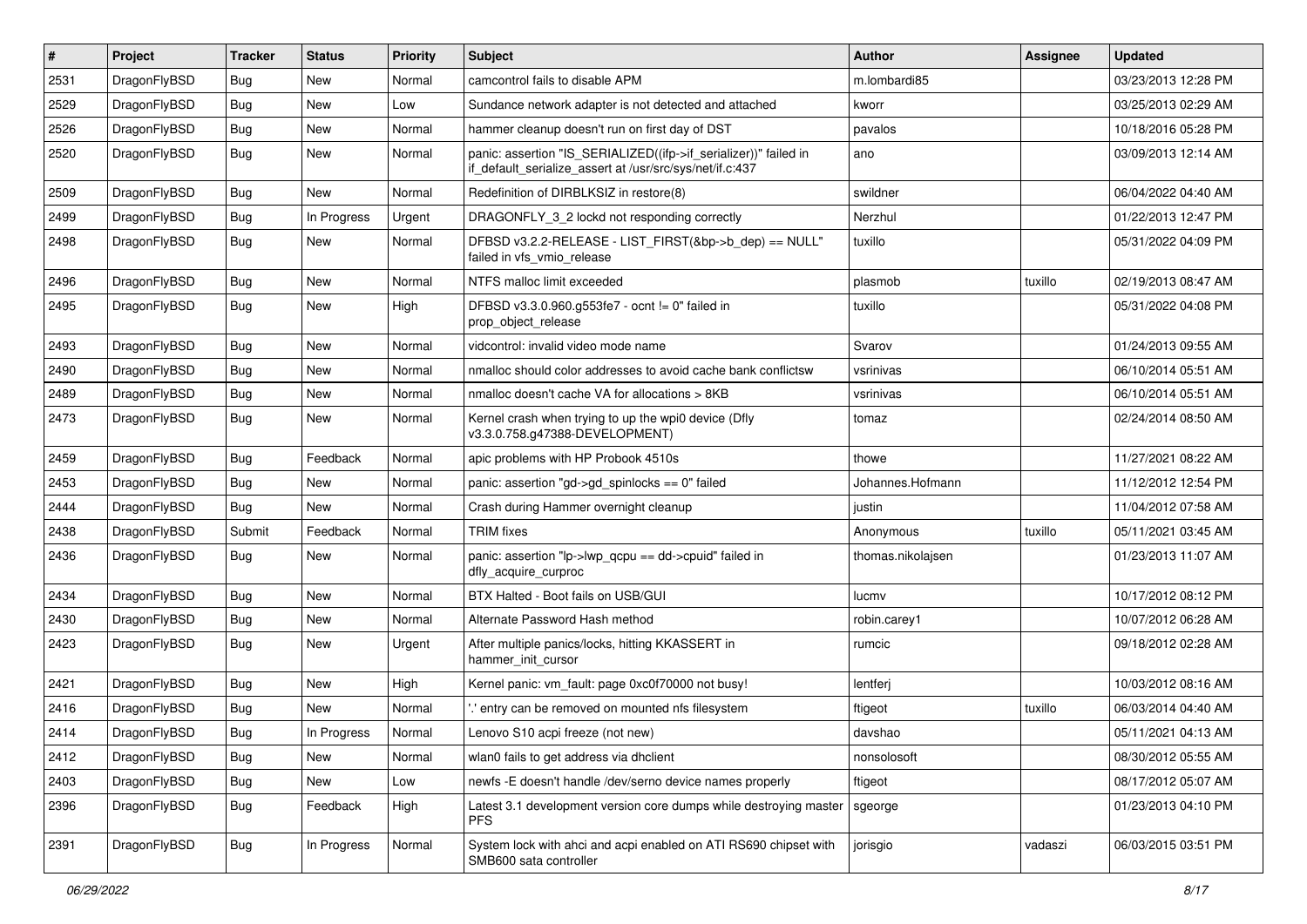| # | Project | Tracker | Status | Priority | Subject | Author | Assignee | Updated |
|---|---|---|---|---|---|---|---|---|
| 2531 | DragonFlyBSD | Bug | New | Normal | camcontrol fails to disable APM | m.lombardi85 | | 03/23/2013 12:28 PM |
| 2529 | DragonFlyBSD | Bug | New | Low | Sundance network adapter is not detected and attached | kworr | | 03/25/2013 02:29 AM |
| 2526 | DragonFlyBSD | Bug | New | Normal | hammer cleanup doesn't run on first day of DST | pavalos | | 10/18/2016 05:28 PM |
| 2520 | DragonFlyBSD | Bug | New | Normal | panic: assertion "IS_SERIALIZED((ifp->if_serializer))" failed in if_default_serialize_assert at /usr/src/sys/net/if.c:437 | ano | | 03/09/2013 12:14 AM |
| 2509 | DragonFlyBSD | Bug | New | Normal | Redefinition of DIRBLKSIZ in restore(8) | swildner | | 06/04/2022 04:40 AM |
| 2499 | DragonFlyBSD | Bug | In Progress | Urgent | DRAGONFLY_3_2 lockd not responding correctly | Nerzhul | | 01/22/2013 12:47 PM |
| 2498 | DragonFlyBSD | Bug | New | Normal | DFBSD v3.2.2-RELEASE - LIST_FIRST(&bp->b_dep) == NULL" failed in vfs_vmio_release | tuxillo | | 05/31/2022 04:09 PM |
| 2496 | DragonFlyBSD | Bug | New | Normal | NTFS malloc limit exceeded | plasmob | tuxillo | 02/19/2013 08:47 AM |
| 2495 | DragonFlyBSD | Bug | New | High | DFBSD v3.3.0.960.g553fe7 - ocnt != 0" failed in prop_object_release | tuxillo | | 05/31/2022 04:08 PM |
| 2493 | DragonFlyBSD | Bug | New | Normal | vidcontrol: invalid video mode name | Svarov | | 01/24/2013 09:55 AM |
| 2490 | DragonFlyBSD | Bug | New | Normal | nmalloc should color addresses to avoid cache bank conflictsw | vsrinivas | | 06/10/2014 05:51 AM |
| 2489 | DragonFlyBSD | Bug | New | Normal | nmalloc doesn't cache VA for allocations > 8KB | vsrinivas | | 06/10/2014 05:51 AM |
| 2473 | DragonFlyBSD | Bug | New | Normal | Kernel crash when trying to up the wpi0 device (Dfly v3.3.0.758.g47388-DEVELOPMENT) | tomaz | | 02/24/2014 08:50 AM |
| 2459 | DragonFlyBSD | Bug | Feedback | Normal | apic problems with HP Probook 4510s | thowe | | 11/27/2021 08:22 AM |
| 2453 | DragonFlyBSD | Bug | New | Normal | panic: assertion "gd->gd_spinlocks == 0" failed | Johannes.Hofmann | | 11/12/2012 12:54 PM |
| 2444 | DragonFlyBSD | Bug | New | Normal | Crash during Hammer overnight cleanup | justin | | 11/04/2012 07:58 AM |
| 2438 | DragonFlyBSD | Submit | Feedback | Normal | TRIM fixes | Anonymous | tuxillo | 05/11/2021 03:45 AM |
| 2436 | DragonFlyBSD | Bug | New | Normal | panic: assertion "lp->lwp_qcpu == dd->cpuid" failed in dfly_acquire_curproc | thomas.nikolajsen | | 01/23/2013 11:07 AM |
| 2434 | DragonFlyBSD | Bug | New | Normal | BTX Halted - Boot fails on USB/GUI | lucmv | | 10/17/2012 08:12 PM |
| 2430 | DragonFlyBSD | Bug | New | Normal | Alternate Password Hash method | robin.carey1 | | 10/07/2012 06:28 AM |
| 2423 | DragonFlyBSD | Bug | New | Urgent | After multiple panics/locks, hitting KKASSERT in hammer_init_cursor | rumcic | | 09/18/2012 02:28 AM |
| 2421 | DragonFlyBSD | Bug | New | High | Kernel panic: vm_fault: page 0xc0f70000 not busy! | lentferj | | 10/03/2012 08:16 AM |
| 2416 | DragonFlyBSD | Bug | New | Normal | '.' entry can be removed on mounted nfs filesystem | ftigeot | tuxillo | 06/03/2014 04:40 AM |
| 2414 | DragonFlyBSD | Bug | In Progress | Normal | Lenovo S10 acpi freeze (not new) | davshao | | 05/11/2021 04:13 AM |
| 2412 | DragonFlyBSD | Bug | New | Normal | wlan0 fails to get address via dhclient | nonsolosoft | | 08/30/2012 05:55 AM |
| 2403 | DragonFlyBSD | Bug | New | Low | newfs -E doesn't handle /dev/serno device names properly | ftigeot | | 08/17/2012 05:07 AM |
| 2396 | DragonFlyBSD | Bug | Feedback | High | Latest 3.1 development version core dumps while destroying master PFS | sgeorge | | 01/23/2013 04:10 PM |
| 2391 | DragonFlyBSD | Bug | In Progress | Normal | System lock with ahci and acpi enabled on ATI RS690 chipset with SMB600 sata controller | jorisgio | vadaszi | 06/03/2015 03:51 PM |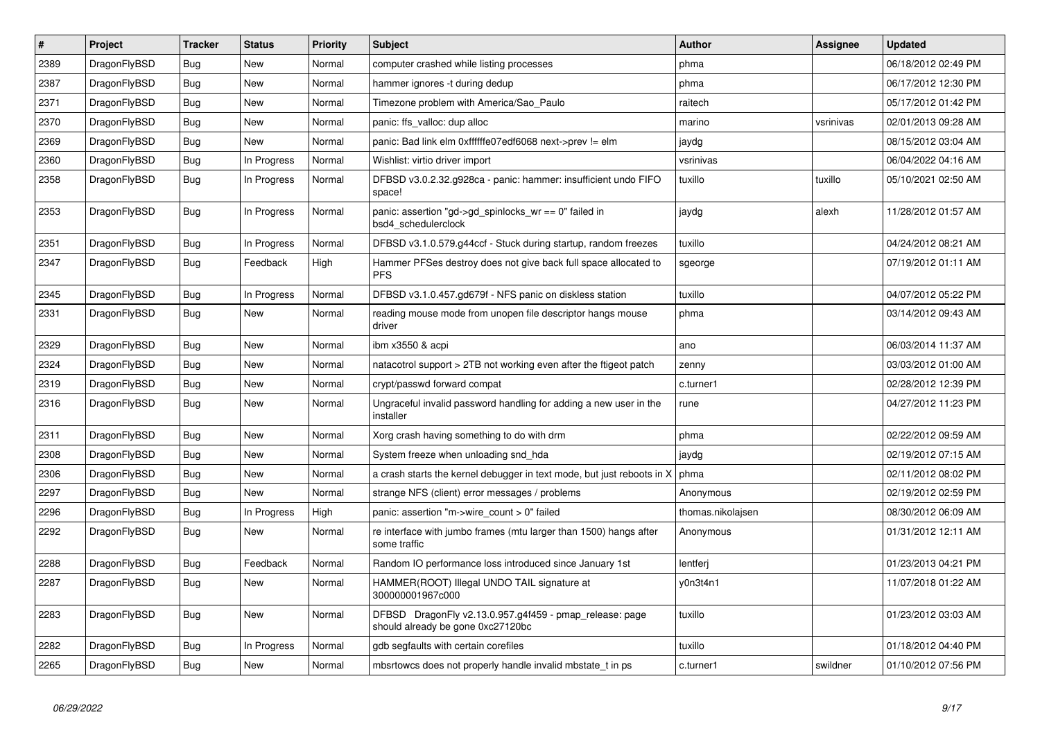| # | Project | Tracker | Status | Priority | Subject | Author | Assignee | Updated |
|---|---|---|---|---|---|---|---|---|
| 2389 | DragonFlyBSD | Bug | New | Normal | computer crashed while listing processes | phma | | 06/18/2012 02:49 PM |
| 2387 | DragonFlyBSD | Bug | New | Normal | hammer ignores -t during dedup | phma | | 06/17/2012 12:30 PM |
| 2371 | DragonFlyBSD | Bug | New | Normal | Timezone problem with America/Sao_Paulo | raitech | | 05/17/2012 01:42 PM |
| 2370 | DragonFlyBSD | Bug | New | Normal | panic: ffs_valloc: dup alloc | marino | vsrinivas | 02/01/2013 09:28 AM |
| 2369 | DragonFlyBSD | Bug | New | Normal | panic: Bad link elm 0xffffffe07edf6068 next->prev != elm | jaydg | | 08/15/2012 03:04 AM |
| 2360 | DragonFlyBSD | Bug | In Progress | Normal | Wishlist: virtio driver import | vsrinivas | | 06/04/2022 04:16 AM |
| 2358 | DragonFlyBSD | Bug | In Progress | Normal | DFBSD v3.0.2.32.g928ca - panic: hammer: insufficient undo FIFO space! | tuxillo | tuxillo | 05/10/2021 02:50 AM |
| 2353 | DragonFlyBSD | Bug | In Progress | Normal | panic: assertion "gd->gd_spinlocks_wr == 0" failed in bsd4_schedulerclock | jaydg | alexh | 11/28/2012 01:57 AM |
| 2351 | DragonFlyBSD | Bug | In Progress | Normal | DFBSD v3.1.0.579.g44ccf - Stuck during startup, random freezes | tuxillo | | 04/24/2012 08:21 AM |
| 2347 | DragonFlyBSD | Bug | Feedback | High | Hammer PFSes destroy does not give back full space allocated to PFS | sgeorge | | 07/19/2012 01:11 AM |
| 2345 | DragonFlyBSD | Bug | In Progress | Normal | DFBSD v3.1.0.457.gd679f - NFS panic on diskless station | tuxillo | | 04/07/2012 05:22 PM |
| 2331 | DragonFlyBSD | Bug | New | Normal | reading mouse mode from unopen file descriptor hangs mouse driver | phma | | 03/14/2012 09:43 AM |
| 2329 | DragonFlyBSD | Bug | New | Normal | ibm x3550 & acpi | ano | | 06/03/2014 11:37 AM |
| 2324 | DragonFlyBSD | Bug | New | Normal | natacotrol support > 2TB not working even after the ftigeot patch | zenny | | 03/03/2012 01:00 AM |
| 2319 | DragonFlyBSD | Bug | New | Normal | crypt/passwd forward compat | c.turner1 | | 02/28/2012 12:39 PM |
| 2316 | DragonFlyBSD | Bug | New | Normal | Ungraceful invalid password handling for adding a new user in the installer | rune | | 04/27/2012 11:23 PM |
| 2311 | DragonFlyBSD | Bug | New | Normal | Xorg crash having something to do with drm | phma | | 02/22/2012 09:59 AM |
| 2308 | DragonFlyBSD | Bug | New | Normal | System freeze when unloading snd_hda | jaydg | | 02/19/2012 07:15 AM |
| 2306 | DragonFlyBSD | Bug | New | Normal | a crash starts the kernel debugger in text mode, but just reboots in X | phma | | 02/11/2012 08:02 PM |
| 2297 | DragonFlyBSD | Bug | New | Normal | strange NFS (client) error messages / problems | Anonymous | | 02/19/2012 02:59 PM |
| 2296 | DragonFlyBSD | Bug | In Progress | High | panic: assertion "m->wire_count > 0" failed | thomas.nikolajsen | | 08/30/2012 06:09 AM |
| 2292 | DragonFlyBSD | Bug | New | Normal | re interface with jumbo frames (mtu larger than 1500) hangs after some traffic | Anonymous | | 01/31/2012 12:11 AM |
| 2288 | DragonFlyBSD | Bug | Feedback | Normal | Random IO performance loss introduced since January 1st | lentferj | | 01/23/2013 04:21 PM |
| 2287 | DragonFlyBSD | Bug | New | Normal | HAMMER(ROOT) Illegal UNDO TAIL signature at 300000001967c000 | y0n3t4n1 | | 11/07/2018 01:22 AM |
| 2283 | DragonFlyBSD | Bug | New | Normal | DFBSD DragonFly v2.13.0.957.g4f459 - pmap_release: page should already be gone 0xc27120bc | tuxillo | | 01/23/2012 03:03 AM |
| 2282 | DragonFlyBSD | Bug | In Progress | Normal | gdb segfaults with certain corefiles | tuxillo | | 01/18/2012 04:40 PM |
| 2265 | DragonFlyBSD | Bug | New | Normal | mbsrtowcs does not properly handle invalid mbstate_t in ps | c.turner1 | swildner | 01/10/2012 07:56 PM |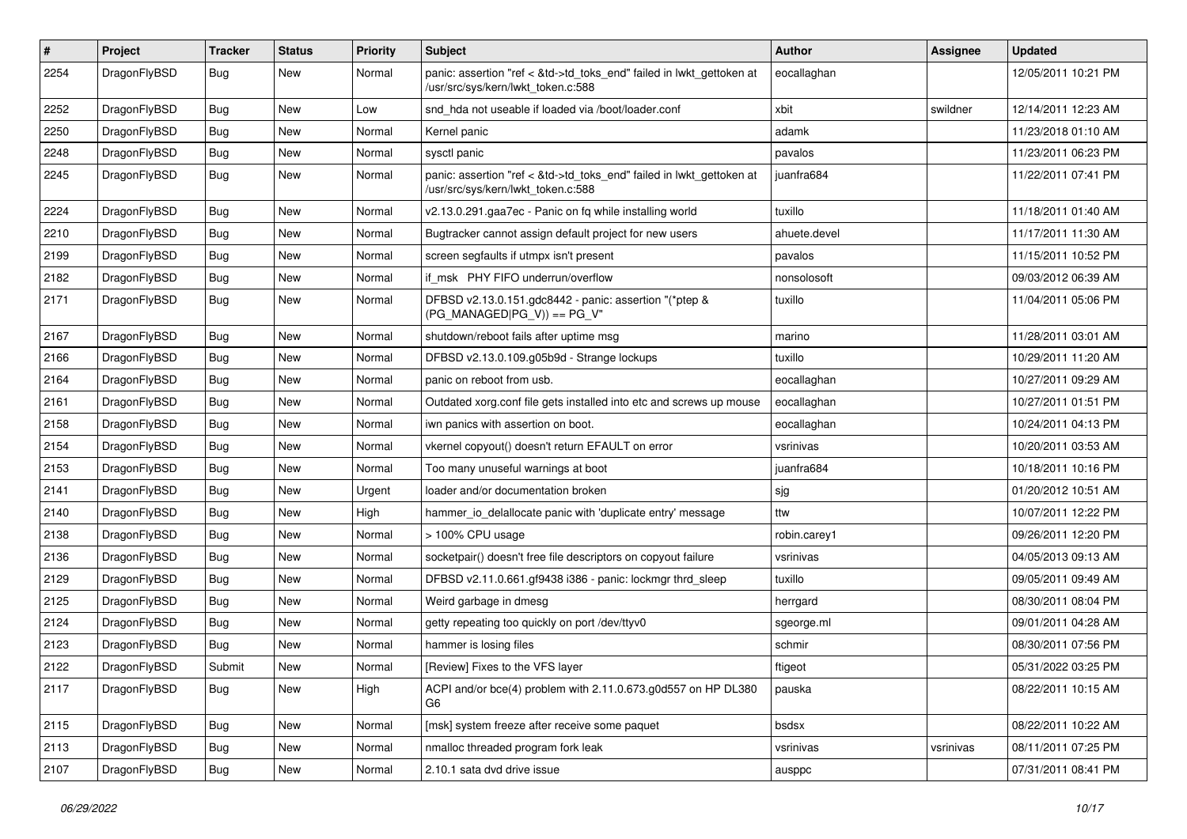| # | Project | Tracker | Status | Priority | Subject | Author | Assignee | Updated |
|---|---|---|---|---|---|---|---|---|
| 2254 | DragonFlyBSD | Bug | New | Normal | panic: assertion "ref < &td->td_toks_end" failed in lwkt_gettoken at /usr/src/sys/kern/lwkt_token.c:588 | eocallaghan | | 12/05/2011 10:21 PM |
| 2252 | DragonFlyBSD | Bug | New | Low | snd_hda not useable if loaded via /boot/loader.conf | xbit | swildner | 12/14/2011 12:23 AM |
| 2250 | DragonFlyBSD | Bug | New | Normal | Kernel panic | adamk | | 11/23/2018 01:10 AM |
| 2248 | DragonFlyBSD | Bug | New | Normal | sysctl panic | pavalos | | 11/23/2011 06:23 PM |
| 2245 | DragonFlyBSD | Bug | New | Normal | panic: assertion "ref < &td->td_toks_end" failed in lwkt_gettoken at /usr/src/sys/kern/lwkt_token.c:588 | juanfra684 | | 11/22/2011 07:41 PM |
| 2224 | DragonFlyBSD | Bug | New | Normal | v2.13.0.291.gaa7ec - Panic on fq while installing world | tuxillo | | 11/18/2011 01:40 AM |
| 2210 | DragonFlyBSD | Bug | New | Normal | Bugtracker cannot assign default project for new users | ahuete.devel | | 11/17/2011 11:30 AM |
| 2199 | DragonFlyBSD | Bug | New | Normal | screen segfaults if utmpx isn't present | pavalos | | 11/15/2011 10:52 PM |
| 2182 | DragonFlyBSD | Bug | New | Normal | if_msk PHY FIFO underrun/overflow | nonsolosoft | | 09/03/2012 06:39 AM |
| 2171 | DragonFlyBSD | Bug | New | Normal | DFBSD v2.13.0.151.gdc8442 - panic: assertion "(*ptep & (PG_MANAGED\|PG_V)) == PG_V" | tuxillo | | 11/04/2011 05:06 PM |
| 2167 | DragonFlyBSD | Bug | New | Normal | shutdown/reboot fails after uptime msg | marino | | 11/28/2011 03:01 AM |
| 2166 | DragonFlyBSD | Bug | New | Normal | DFBSD v2.13.0.109.g05b9d - Strange lockups | tuxillo | | 10/29/2011 11:20 AM |
| 2164 | DragonFlyBSD | Bug | New | Normal | panic on reboot from usb. | eocallaghan | | 10/27/2011 09:29 AM |
| 2161 | DragonFlyBSD | Bug | New | Normal | Outdated xorg.conf file gets installed into etc and screws up mouse | eocallaghan | | 10/27/2011 01:51 PM |
| 2158 | DragonFlyBSD | Bug | New | Normal | iwn panics with assertion on boot. | eocallaghan | | 10/24/2011 04:13 PM |
| 2154 | DragonFlyBSD | Bug | New | Normal | vkernel copyout() doesn't return EFAULT on error | vsrinivas | | 10/20/2011 03:53 AM |
| 2153 | DragonFlyBSD | Bug | New | Normal | Too many unuseful warnings at boot | juanfra684 | | 10/18/2011 10:16 PM |
| 2141 | DragonFlyBSD | Bug | New | Urgent | loader and/or documentation broken | sjg | | 01/20/2012 10:51 AM |
| 2140 | DragonFlyBSD | Bug | New | High | hammer_io_delallocate panic with 'duplicate entry' message | ttw | | 10/07/2011 12:22 PM |
| 2138 | DragonFlyBSD | Bug | New | Normal | > 100% CPU usage | robin.carey1 | | 09/26/2011 12:20 PM |
| 2136 | DragonFlyBSD | Bug | New | Normal | socketpair() doesn't free file descriptors on copyout failure | vsrinivas | | 04/05/2013 09:13 AM |
| 2129 | DragonFlyBSD | Bug | New | Normal | DFBSD v2.11.0.661.gf9438 i386 - panic: lockmgr thrd_sleep | tuxillo | | 09/05/2011 09:49 AM |
| 2125 | DragonFlyBSD | Bug | New | Normal | Weird garbage in dmesg | herrgard | | 08/30/2011 08:04 PM |
| 2124 | DragonFlyBSD | Bug | New | Normal | getty repeating too quickly on port /dev/ttyv0 | sgeorge.ml | | 09/01/2011 04:28 AM |
| 2123 | DragonFlyBSD | Bug | New | Normal | hammer is losing files | schmir | | 08/30/2011 07:56 PM |
| 2122 | DragonFlyBSD | Submit | New | Normal | [Review] Fixes to the VFS layer | ftigeot | | 05/31/2022 03:25 PM |
| 2117 | DragonFlyBSD | Bug | New | High | ACPI and/or bce(4) problem with 2.11.0.673.g0d557 on HP DL380 G6 | pauska | | 08/22/2011 10:15 AM |
| 2115 | DragonFlyBSD | Bug | New | Normal | [msk] system freeze after receive some paquet | bsdsx | | 08/22/2011 10:22 AM |
| 2113 | DragonFlyBSD | Bug | New | Normal | nmalloc threaded program fork leak | vsrinivas | vsrinivas | 08/11/2011 07:25 PM |
| 2107 | DragonFlyBSD | Bug | New | Normal | 2.10.1 sata dvd drive issue | ausppc | | 07/31/2011 08:41 PM |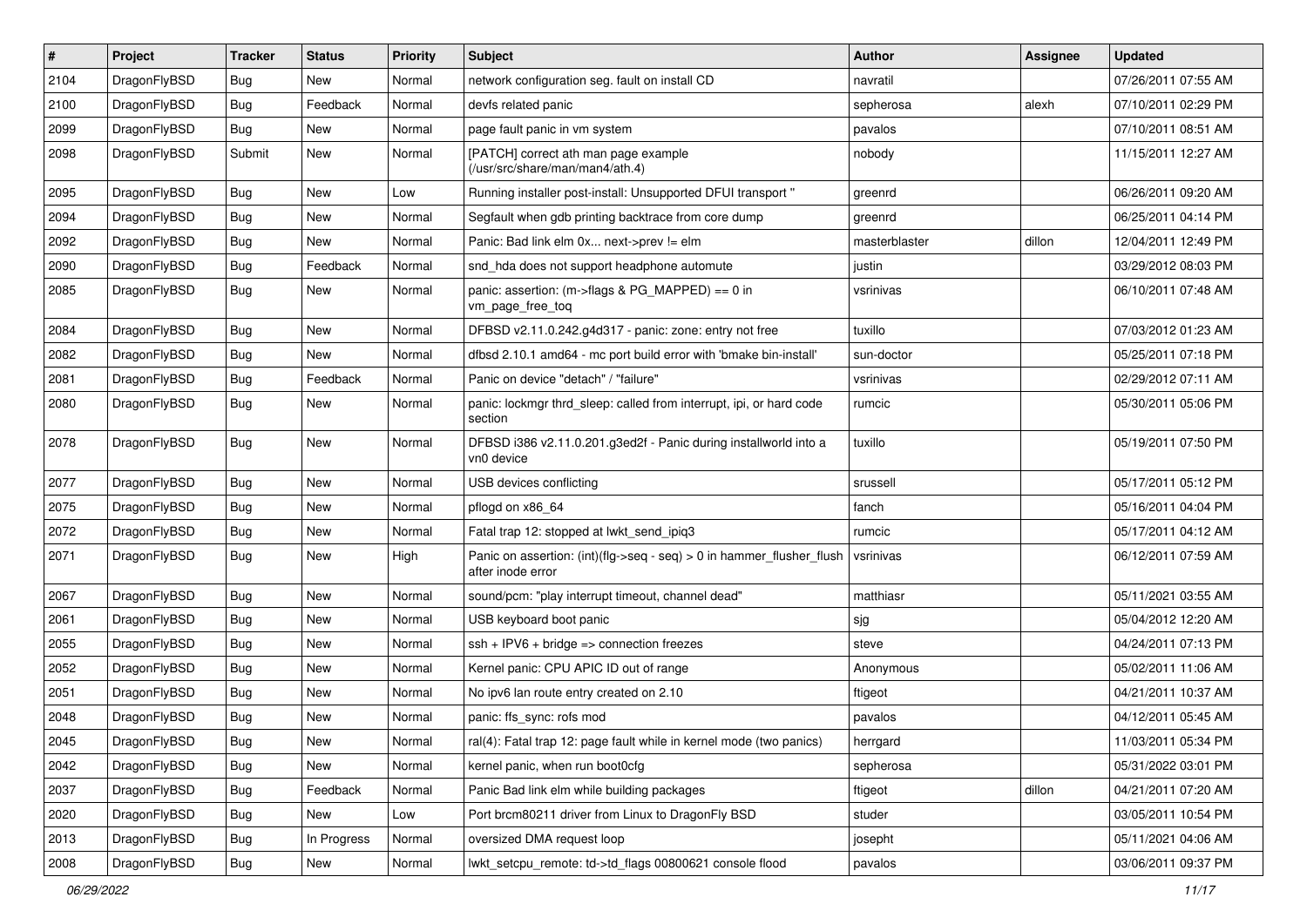| # | Project | Tracker | Status | Priority | Subject | Author | Assignee | Updated |
|---|---|---|---|---|---|---|---|---|
| 2104 | DragonFlyBSD | Bug | New | Normal | network configuration seg. fault on install CD | navratil | | 07/26/2011 07:55 AM |
| 2100 | DragonFlyBSD | Bug | Feedback | Normal | devfs related panic | sepherosa | alexh | 07/10/2011 02:29 PM |
| 2099 | DragonFlyBSD | Bug | New | Normal | page fault panic in vm system | pavalos | | 07/10/2011 08:51 AM |
| 2098 | DragonFlyBSD | Submit | New | Normal | [PATCH] correct ath man page example (/usr/src/share/man/man4/ath.4) | nobody | | 11/15/2011 12:27 AM |
| 2095 | DragonFlyBSD | Bug | New | Low | Running installer post-install: Unsupported DFUI transport " | greenrd | | 06/26/2011 09:20 AM |
| 2094 | DragonFlyBSD | Bug | New | Normal | Segfault when gdb printing backtrace from core dump | greenrd | | 06/25/2011 04:14 PM |
| 2092 | DragonFlyBSD | Bug | New | Normal | Panic: Bad link elm 0x... next->prev != elm | masterblaster | dillon | 12/04/2011 12:49 PM |
| 2090 | DragonFlyBSD | Bug | Feedback | Normal | snd_hda does not support headphone automute | justin | | 03/29/2012 08:03 PM |
| 2085 | DragonFlyBSD | Bug | New | Normal | panic: assertion: (m->flags & PG_MAPPED) == 0 in vm_page_free_toq | vsrinivas | | 06/10/2011 07:48 AM |
| 2084 | DragonFlyBSD | Bug | New | Normal | DFBSD v2.11.0.242.g4d317 - panic: zone: entry not free | tuxillo | | 07/03/2012 01:23 AM |
| 2082 | DragonFlyBSD | Bug | New | Normal | dfbsd 2.10.1 amd64 - mc port build error with 'bmake bin-install' | sun-doctor | | 05/25/2011 07:18 PM |
| 2081 | DragonFlyBSD | Bug | Feedback | Normal | Panic on device "detach" / "failure" | vsrinivas | | 02/29/2012 07:11 AM |
| 2080 | DragonFlyBSD | Bug | New | Normal | panic: lockmgr thrd_sleep: called from interrupt, ipi, or hard code section | rumcic | | 05/30/2011 05:06 PM |
| 2078 | DragonFlyBSD | Bug | New | Normal | DFBSD i386 v2.11.0.201.g3ed2f - Panic during installworld into a vn0 device | tuxillo | | 05/19/2011 07:50 PM |
| 2077 | DragonFlyBSD | Bug | New | Normal | USB devices conflicting | srussell | | 05/17/2011 05:12 PM |
| 2075 | DragonFlyBSD | Bug | New | Normal | pflogd on x86_64 | fanch | | 05/16/2011 04:04 PM |
| 2072 | DragonFlyBSD | Bug | New | Normal | Fatal trap 12: stopped at lwkt_send_ipiq3 | rumcic | | 05/17/2011 04:12 AM |
| 2071 | DragonFlyBSD | Bug | New | High | Panic on assertion: (int)(flg->seq - seq) > 0 in hammer_flusher_flush after inode error | vsrinivas | | 06/12/2011 07:59 AM |
| 2067 | DragonFlyBSD | Bug | New | Normal | sound/pcm: "play interrupt timeout, channel dead" | matthiasr | | 05/11/2021 03:55 AM |
| 2061 | DragonFlyBSD | Bug | New | Normal | USB keyboard boot panic | sjg | | 05/04/2012 12:20 AM |
| 2055 | DragonFlyBSD | Bug | New | Normal | ssh + IPV6 + bridge => connection freezes | steve | | 04/24/2011 07:13 PM |
| 2052 | DragonFlyBSD | Bug | New | Normal | Kernel panic: CPU APIC ID out of range | Anonymous | | 05/02/2011 11:06 AM |
| 2051 | DragonFlyBSD | Bug | New | Normal | No ipv6 lan route entry created on 2.10 | ftigeot | | 04/21/2011 10:37 AM |
| 2048 | DragonFlyBSD | Bug | New | Normal | panic: ffs_sync: rofs mod | pavalos | | 04/12/2011 05:45 AM |
| 2045 | DragonFlyBSD | Bug | New | Normal | ral(4): Fatal trap 12: page fault while in kernel mode (two panics) | herrgard | | 11/03/2011 05:34 PM |
| 2042 | DragonFlyBSD | Bug | New | Normal | kernel panic, when run boot0cfg | sepherosa | | 05/31/2022 03:01 PM |
| 2037 | DragonFlyBSD | Bug | Feedback | Normal | Panic Bad link elm while building packages | ftigeot | dillon | 04/21/2011 07:20 AM |
| 2020 | DragonFlyBSD | Bug | New | Low | Port brcm80211 driver from Linux to DragonFly BSD | studer | | 03/05/2011 10:54 PM |
| 2013 | DragonFlyBSD | Bug | In Progress | Normal | oversized DMA request loop | josepht | | 05/11/2021 04:06 AM |
| 2008 | DragonFlyBSD | Bug | New | Normal | lwkt_setcpu_remote: td->td_flags 00800621 console flood | pavalos | | 03/06/2011 09:37 PM |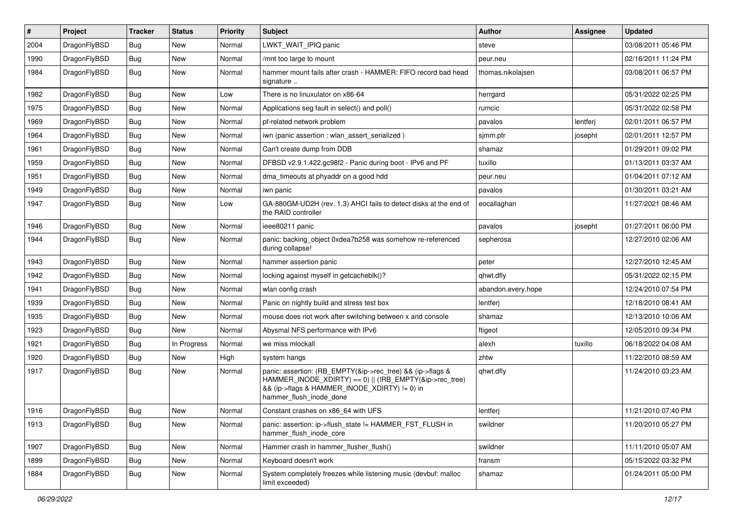| # | Project | Tracker | Status | Priority | Subject | Author | Assignee | Updated |
|---|---|---|---|---|---|---|---|---|
| 2004 | DragonFlyBSD | Bug | New | Normal | LWKT_WAIT_IPIQ panic | steve | | 03/08/2011 05:46 PM |
| 1990 | DragonFlyBSD | Bug | New | Normal | /mnt too large to mount | peur.neu | | 02/16/2011 11:24 PM |
| 1984 | DragonFlyBSD | Bug | New | Normal | hammer mount fails after crash - HAMMER: FIFO record bad head signature .. | thomas.nikolajsen | | 03/08/2011 06:57 PM |
| 1982 | DragonFlyBSD | Bug | New | Low | There is no linuxulator on x86-64 | herrgard | | 05/31/2022 02:25 PM |
| 1975 | DragonFlyBSD | Bug | New | Normal | Applications seg fault in select() and poll() | rumcic | | 05/31/2022 02:58 PM |
| 1969 | DragonFlyBSD | Bug | New | Normal | pf-related network problem | pavalos | lentferj | 02/01/2011 06:57 PM |
| 1964 | DragonFlyBSD | Bug | New | Normal | iwn (panic assertion : wlan_assert_serialized ) | sjmm.ptr | josepht | 02/01/2011 12:57 PM |
| 1961 | DragonFlyBSD | Bug | New | Normal | Can't create dump from DDB | shamaz | | 01/29/2011 09:02 PM |
| 1959 | DragonFlyBSD | Bug | New | Normal | DFBSD v2.9.1.422.gc98f2 - Panic during boot - IPv6 and PF | tuxillo | | 01/13/2011 03:37 AM |
| 1951 | DragonFlyBSD | Bug | New | Normal | dma_timeouts at phyaddr on a good hdd | peur.neu | | 01/04/2011 07:12 AM |
| 1949 | DragonFlyBSD | Bug | New | Normal | iwn panic | pavalos | | 01/30/2011 03:21 AM |
| 1947 | DragonFlyBSD | Bug | New | Low | GA-880GM-UD2H (rev. 1.3) AHCI fails to detect disks at the end of the RAID controller | eocallaghan | | 11/27/2021 08:46 AM |
| 1946 | DragonFlyBSD | Bug | New | Normal | ieee80211 panic | pavalos | josepht | 01/27/2011 06:00 PM |
| 1944 | DragonFlyBSD | Bug | New | Normal | panic: backing_object 0xdea7b258 was somehow re-referenced during collapse! | sepherosa | | 12/27/2010 02:06 AM |
| 1943 | DragonFlyBSD | Bug | New | Normal | hammer assertion panic | peter | | 12/27/2010 12:45 AM |
| 1942 | DragonFlyBSD | Bug | New | Normal | locking against myself in getcacheblk()? | qhwt.dfly | | 05/31/2022 02:15 PM |
| 1941 | DragonFlyBSD | Bug | New | Normal | wlan config crash | abandon.every.hope | | 12/24/2010 07:54 PM |
| 1939 | DragonFlyBSD | Bug | New | Normal | Panic on nightly build and stress test box | lentferj | | 12/18/2010 08:41 AM |
| 1935 | DragonFlyBSD | Bug | New | Normal | mouse does not work after switching between x and console | shamaz | | 12/13/2010 10:06 AM |
| 1923 | DragonFlyBSD | Bug | New | Normal | Abysmal NFS performance with IPv6 | ftigeot | | 12/05/2010 09:34 PM |
| 1921 | DragonFlyBSD | Bug | In Progress | Normal | we miss mlockall | alexh | tuxillo | 06/18/2022 04:08 AM |
| 1920 | DragonFlyBSD | Bug | New | High | system hangs | zhtw | | 11/22/2010 08:59 AM |
| 1917 | DragonFlyBSD | Bug | New | Normal | panic: assertion: (RB_EMPTY(&ip->rec_tree) && (ip->flags & HAMMER_INODE_XDIRTY) == 0) \|\| (!RB_EMPTY(&ip->rec_tree) && (ip->flags & HAMMER_INODE_XDIRTY) != 0) in hammer_flush_inode_done | qhwt.dfly | | 11/24/2010 03:23 AM |
| 1916 | DragonFlyBSD | Bug | New | Normal | Constant crashes on x86_64 with UFS | lentferj | | 11/21/2010 07:40 PM |
| 1913 | DragonFlyBSD | Bug | New | Normal | panic: assertion: ip->flush_state != HAMMER_FST_FLUSH in hammer_flush_inode_core | swildner | | 11/20/2010 05:27 PM |
| 1907 | DragonFlyBSD | Bug | New | Normal | Hammer crash in hammer_flusher_flush() | swildner | | 11/11/2010 05:07 AM |
| 1899 | DragonFlyBSD | Bug | New | Normal | Keyboard doesn't work | fransm | | 05/15/2022 03:32 PM |
| 1884 | DragonFlyBSD | Bug | New | Normal | System completely freezes while listening music (devbuf: malloc limit exceeded) | shamaz | | 01/24/2011 05:00 PM |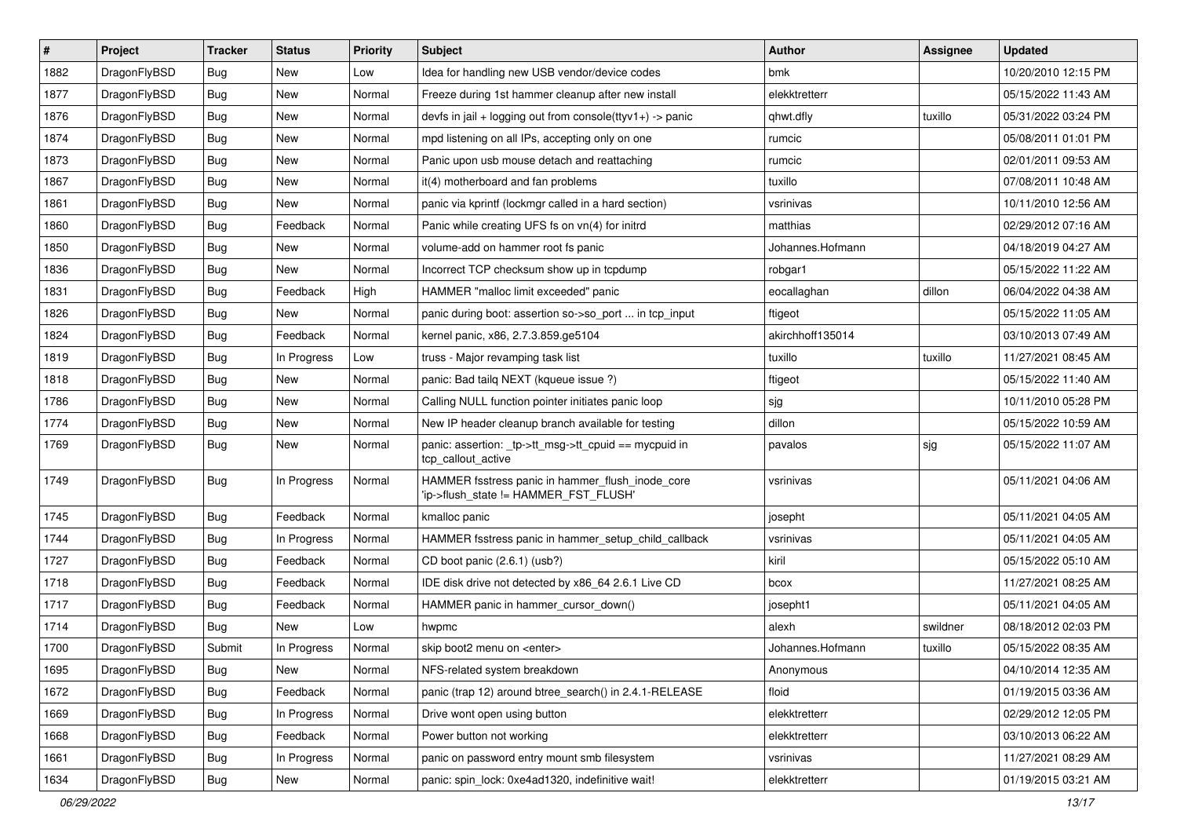| # | Project | Tracker | Status | Priority | Subject | Author | Assignee | Updated |
|---|---|---|---|---|---|---|---|---|
| 1882 | DragonFlyBSD | Bug | New | Low | Idea for handling new USB vendor/device codes | bmk | | 10/20/2010 12:15 PM |
| 1877 | DragonFlyBSD | Bug | New | Normal | Freeze during 1st hammer cleanup after new install | elekktretterr | | 05/15/2022 11:43 AM |
| 1876 | DragonFlyBSD | Bug | New | Normal | devfs in jail + logging out from console(ttyv1+) -> panic | qhwt.dfly | tuxillo | 05/31/2022 03:24 PM |
| 1874 | DragonFlyBSD | Bug | New | Normal | mpd listening on all IPs, accepting only on one | rumcic | | 05/08/2011 01:01 PM |
| 1873 | DragonFlyBSD | Bug | New | Normal | Panic upon usb mouse detach and reattaching | rumcic | | 02/01/2011 09:53 AM |
| 1867 | DragonFlyBSD | Bug | New | Normal | it(4) motherboard and fan problems | tuxillo | | 07/08/2011 10:48 AM |
| 1861 | DragonFlyBSD | Bug | New | Normal | panic via kprintf (lockmgr called in a hard section) | vsrinivas | | 10/11/2010 12:56 AM |
| 1860 | DragonFlyBSD | Bug | Feedback | Normal | Panic while creating UFS fs on vn(4) for initrd | matthias | | 02/29/2012 07:16 AM |
| 1850 | DragonFlyBSD | Bug | New | Normal | volume-add on hammer root fs panic | Johannes.Hofmann | | 04/18/2019 04:27 AM |
| 1836 | DragonFlyBSD | Bug | New | Normal | Incorrect TCP checksum show up in tcpdump | robgar1 | | 05/15/2022 11:22 AM |
| 1831 | DragonFlyBSD | Bug | Feedback | High | HAMMER "malloc limit exceeded" panic | eocallaghan | dillon | 06/04/2022 04:38 AM |
| 1826 | DragonFlyBSD | Bug | New | Normal | panic during boot: assertion so->so_port ... in tcp_input | ftigeot | | 05/15/2022 11:05 AM |
| 1824 | DragonFlyBSD | Bug | Feedback | Normal | kernel panic, x86, 2.7.3.859.ge5104 | akirchhoff135014 | | 03/10/2013 07:49 AM |
| 1819 | DragonFlyBSD | Bug | In Progress | Low | truss - Major revamping task list | tuxillo | tuxillo | 11/27/2021 08:45 AM |
| 1818 | DragonFlyBSD | Bug | New | Normal | panic: Bad tailq NEXT (kqueue issue ?) | ftigeot | | 05/15/2022 11:40 AM |
| 1786 | DragonFlyBSD | Bug | New | Normal | Calling NULL function pointer initiates panic loop | sjg | | 10/11/2010 05:28 PM |
| 1774 | DragonFlyBSD | Bug | New | Normal | New IP header cleanup branch available for testing | dillon | | 05/15/2022 10:59 AM |
| 1769 | DragonFlyBSD | Bug | New | Normal | panic: assertion: _tp->tt_msg->tt_cpuid == mycpuid in tcp_callout_active | pavalos | sjg | 05/15/2022 11:07 AM |
| 1749 | DragonFlyBSD | Bug | In Progress | Normal | HAMMER fsstress panic in hammer_flush_inode_core 'ip->flush_state != HAMMER_FST_FLUSH' | vsrinivas | | 05/11/2021 04:06 AM |
| 1745 | DragonFlyBSD | Bug | Feedback | Normal | kmalloc panic | josepht | | 05/11/2021 04:05 AM |
| 1744 | DragonFlyBSD | Bug | In Progress | Normal | HAMMER fsstress panic in hammer_setup_child_callback | vsrinivas | | 05/11/2021 04:05 AM |
| 1727 | DragonFlyBSD | Bug | Feedback | Normal | CD boot panic (2.6.1) (usb?) | kiril | | 05/15/2022 05:10 AM |
| 1718 | DragonFlyBSD | Bug | Feedback | Normal | IDE disk drive not detected by x86_64 2.6.1 Live CD | bcox | | 11/27/2021 08:25 AM |
| 1717 | DragonFlyBSD | Bug | Feedback | Normal | HAMMER panic in hammer_cursor_down() | josepht1 | | 05/11/2021 04:05 AM |
| 1714 | DragonFlyBSD | Bug | New | Low | hwpmc | alexh | swildner | 08/18/2012 02:03 PM |
| 1700 | DragonFlyBSD | Submit | In Progress | Normal | skip boot2 menu on <enter> | Johannes.Hofmann | tuxillo | 05/15/2022 08:35 AM |
| 1695 | DragonFlyBSD | Bug | New | Normal | NFS-related system breakdown | Anonymous | | 04/10/2014 12:35 AM |
| 1672 | DragonFlyBSD | Bug | Feedback | Normal | panic (trap 12) around btree_search() in 2.4.1-RELEASE | floid | | 01/19/2015 03:36 AM |
| 1669 | DragonFlyBSD | Bug | In Progress | Normal | Drive wont open using button | elekktretterr | | 02/29/2012 12:05 PM |
| 1668 | DragonFlyBSD | Bug | Feedback | Normal | Power button not working | elekktretterr | | 03/10/2013 06:22 AM |
| 1661 | DragonFlyBSD | Bug | In Progress | Normal | panic on password entry mount smb filesystem | vsrinivas | | 11/27/2021 08:29 AM |
| 1634 | DragonFlyBSD | Bug | New | Normal | panic: spin_lock: 0xe4ad1320, indefinitive wait! | elekktretterr | | 01/19/2015 03:21 AM |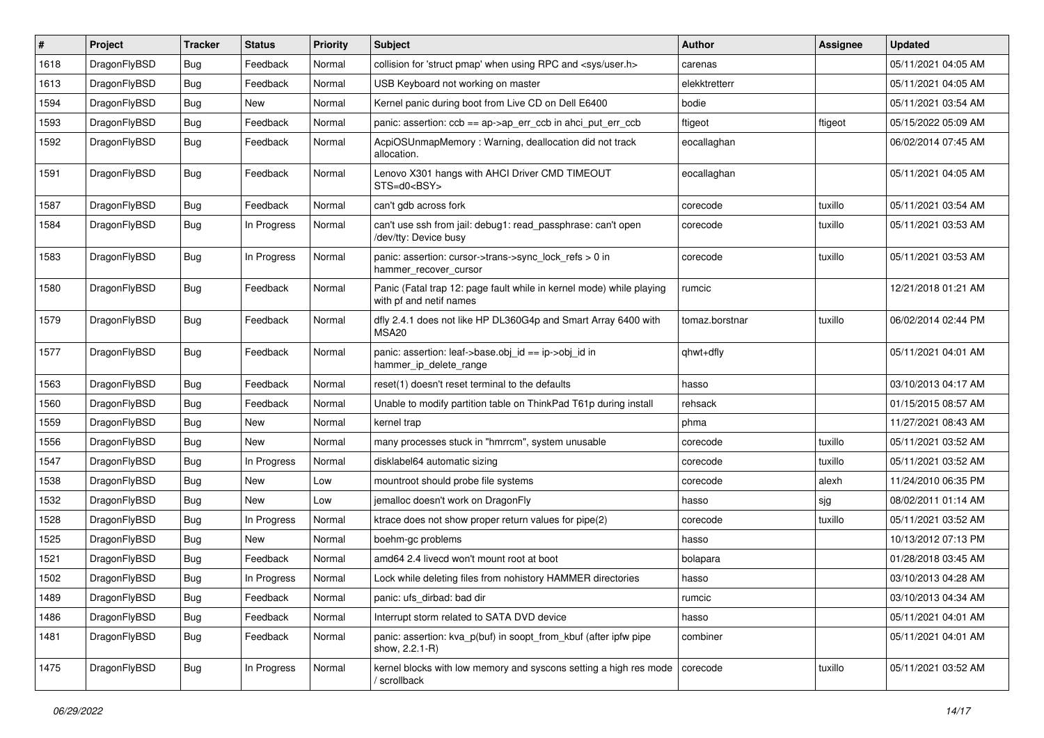| # | Project | Tracker | Status | Priority | Subject | Author | Assignee | Updated |
|---|---|---|---|---|---|---|---|---|
| 1618 | DragonFlyBSD | Bug | Feedback | Normal | collision for 'struct pmap' when using RPC and <sys/user.h> | carenas | | 05/11/2021 04:05 AM |
| 1613 | DragonFlyBSD | Bug | Feedback | Normal | USB Keyboard not working on master | elekktretterr | | 05/11/2021 04:05 AM |
| 1594 | DragonFlyBSD | Bug | New | Normal | Kernel panic during boot from Live CD on Dell E6400 | bodie | | 05/11/2021 03:54 AM |
| 1593 | DragonFlyBSD | Bug | Feedback | Normal | panic: assertion: ccb == ap->ap_err_ccb in ahci_put_err_ccb | ftigeot | ftigeot | 05/15/2022 05:09 AM |
| 1592 | DragonFlyBSD | Bug | Feedback | Normal | AcpiOSUnmapMemory : Warning, deallocation did not track allocation. | eocallaghan | | 06/02/2014 07:45 AM |
| 1591 | DragonFlyBSD | Bug | Feedback | Normal | Lenovo X301 hangs with AHCI Driver CMD TIMEOUT STS=d0<BSY> | eocallaghan | | 05/11/2021 04:05 AM |
| 1587 | DragonFlyBSD | Bug | Feedback | Normal | can't gdb across fork | corecode | tuxillo | 05/11/2021 03:54 AM |
| 1584 | DragonFlyBSD | Bug | In Progress | Normal | can't use ssh from jail: debug1: read_passphrase: can't open /dev/tty: Device busy | corecode | tuxillo | 05/11/2021 03:53 AM |
| 1583 | DragonFlyBSD | Bug | In Progress | Normal | panic: assertion: cursor->trans->sync_lock_refs > 0 in hammer_recover_cursor | corecode | tuxillo | 05/11/2021 03:53 AM |
| 1580 | DragonFlyBSD | Bug | Feedback | Normal | Panic (Fatal trap 12: page fault while in kernel mode) while playing with pf and netif names | rumcic | | 12/21/2018 01:21 AM |
| 1579 | DragonFlyBSD | Bug | Feedback | Normal | dfly 2.4.1 does not like HP DL360G4p and Smart Array 6400 with MSA20 | tomaz.borstnar | tuxillo | 06/02/2014 02:44 PM |
| 1577 | DragonFlyBSD | Bug | Feedback | Normal | panic: assertion: leaf->base.obj_id == ip->obj_id in hammer_ip_delete_range | qhwt+dfly | | 05/11/2021 04:01 AM |
| 1563 | DragonFlyBSD | Bug | Feedback | Normal | reset(1) doesn't reset terminal to the defaults | hasso | | 03/10/2013 04:17 AM |
| 1560 | DragonFlyBSD | Bug | Feedback | Normal | Unable to modify partition table on ThinkPad T61p during install | rehsack | | 01/15/2015 08:57 AM |
| 1559 | DragonFlyBSD | Bug | New | Normal | kernel trap | phma | | 11/27/2021 08:43 AM |
| 1556 | DragonFlyBSD | Bug | New | Normal | many processes stuck in "hmrrcm", system unusable | corecode | tuxillo | 05/11/2021 03:52 AM |
| 1547 | DragonFlyBSD | Bug | In Progress | Normal | disklabel64 automatic sizing | corecode | tuxillo | 05/11/2021 03:52 AM |
| 1538 | DragonFlyBSD | Bug | New | Low | mountroot should probe file systems | corecode | alexh | 11/24/2010 06:35 PM |
| 1532 | DragonFlyBSD | Bug | New | Low | jemalloc doesn't work on DragonFly | hasso | sjg | 08/02/2011 01:14 AM |
| 1528 | DragonFlyBSD | Bug | In Progress | Normal | ktrace does not show proper return values for pipe(2) | corecode | tuxillo | 05/11/2021 03:52 AM |
| 1525 | DragonFlyBSD | Bug | New | Normal | boehm-gc problems | hasso | | 10/13/2012 07:13 PM |
| 1521 | DragonFlyBSD | Bug | Feedback | Normal | amd64 2.4 livecd won't mount root at boot | bolapara | | 01/28/2018 03:45 AM |
| 1502 | DragonFlyBSD | Bug | In Progress | Normal | Lock while deleting files from nohistory HAMMER directories | hasso | | 03/10/2013 04:28 AM |
| 1489 | DragonFlyBSD | Bug | Feedback | Normal | panic: ufs_dirbad: bad dir | rumcic | | 03/10/2013 04:34 AM |
| 1486 | DragonFlyBSD | Bug | Feedback | Normal | Interrupt storm related to SATA DVD device | hasso | | 05/11/2021 04:01 AM |
| 1481 | DragonFlyBSD | Bug | Feedback | Normal | panic: assertion: kva_p(buf) in soopt_from_kbuf (after ipfw pipe show, 2.2.1-R) | combiner | | 05/11/2021 04:01 AM |
| 1475 | DragonFlyBSD | Bug | In Progress | Normal | kernel blocks with low memory and syscons setting a high res mode / scrollback | corecode | tuxillo | 05/11/2021 03:52 AM |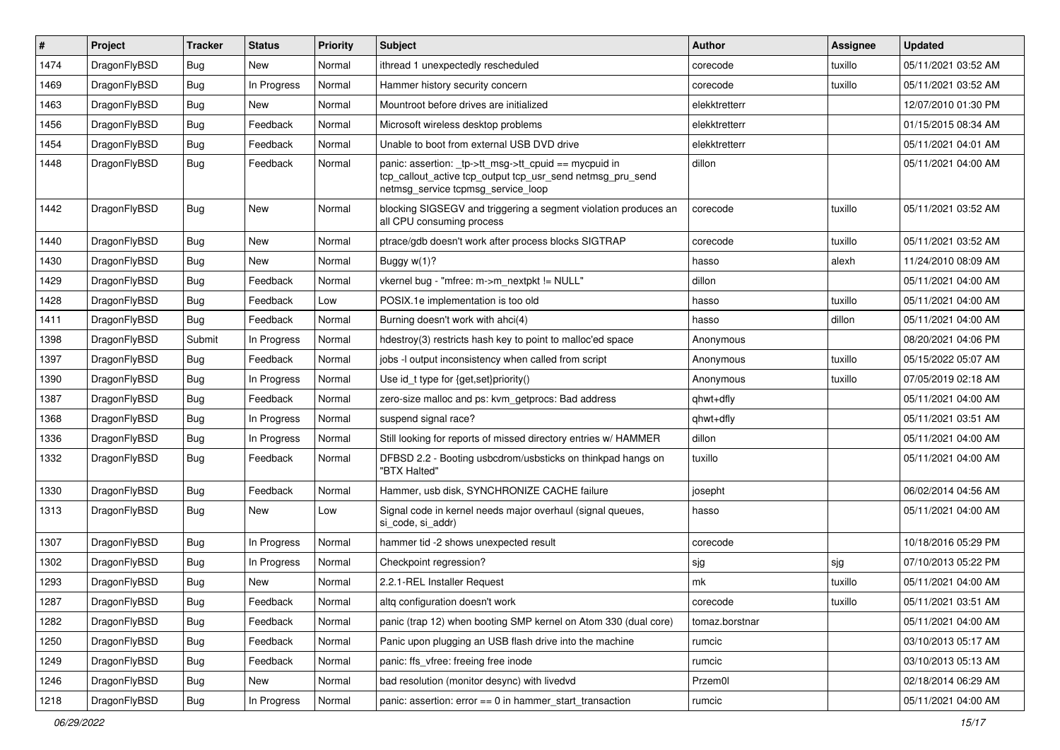| # | Project | Tracker | Status | Priority | Subject | Author | Assignee | Updated |
|---|---|---|---|---|---|---|---|---|
| 1474 | DragonFlyBSD | Bug | New | Normal | ithread 1 unexpectedly rescheduled | corecode | tuxillo | 05/11/2021 03:52 AM |
| 1469 | DragonFlyBSD | Bug | In Progress | Normal | Hammer history security concern | corecode | tuxillo | 05/11/2021 03:52 AM |
| 1463 | DragonFlyBSD | Bug | New | Normal | Mountroot before drives are initialized | elekktretterr | | 12/07/2010 01:30 PM |
| 1456 | DragonFlyBSD | Bug | Feedback | Normal | Microsoft wireless desktop problems | elekktretterr | | 01/15/2015 08:34 AM |
| 1454 | DragonFlyBSD | Bug | Feedback | Normal | Unable to boot from external USB DVD drive | elekktretterr | | 05/11/2021 04:01 AM |
| 1448 | DragonFlyBSD | Bug | Feedback | Normal | panic: assertion: _tp->tt_msg->tt_cpuid == mycpuid in tcp_callout_active tcp_output tcp_usr_send netmsg_pru_send netmsg_service tcpmsg_service_loop | dillon | | 05/11/2021 04:00 AM |
| 1442 | DragonFlyBSD | Bug | New | Normal | blocking SIGSEGV and triggering a segment violation produces an all CPU consuming process | corecode | tuxillo | 05/11/2021 03:52 AM |
| 1440 | DragonFlyBSD | Bug | New | Normal | ptrace/gdb doesn't work after process blocks SIGTRAP | corecode | tuxillo | 05/11/2021 03:52 AM |
| 1430 | DragonFlyBSD | Bug | New | Normal | Buggy w(1)? | hasso | alexh | 11/24/2010 08:09 AM |
| 1429 | DragonFlyBSD | Bug | Feedback | Normal | vkernel bug - "mfree: m->m_nextpkt != NULL" | dillon | | 05/11/2021 04:00 AM |
| 1428 | DragonFlyBSD | Bug | Feedback | Low | POSIX.1e implementation is too old | hasso | tuxillo | 05/11/2021 04:00 AM |
| 1411 | DragonFlyBSD | Bug | Feedback | Normal | Burning doesn't work with ahci(4) | hasso | dillon | 05/11/2021 04:00 AM |
| 1398 | DragonFlyBSD | Submit | In Progress | Normal | hdestroy(3) restricts hash key to point to malloc'ed space | Anonymous | | 08/20/2021 04:06 PM |
| 1397 | DragonFlyBSD | Bug | Feedback | Normal | jobs -l output inconsistency when called from script | Anonymous | tuxillo | 05/15/2022 05:07 AM |
| 1390 | DragonFlyBSD | Bug | In Progress | Normal | Use id_t type for {get,set}priority() | Anonymous | tuxillo | 07/05/2019 02:18 AM |
| 1387 | DragonFlyBSD | Bug | Feedback | Normal | zero-size malloc and ps: kvm_getprocs: Bad address | qhwt+dfly | | 05/11/2021 04:00 AM |
| 1368 | DragonFlyBSD | Bug | In Progress | Normal | suspend signal race? | qhwt+dfly | | 05/11/2021 03:51 AM |
| 1336 | DragonFlyBSD | Bug | In Progress | Normal | Still looking for reports of missed directory entries w/ HAMMER | dillon | | 05/11/2021 04:00 AM |
| 1332 | DragonFlyBSD | Bug | Feedback | Normal | DFBSD 2.2 - Booting usbcdrom/usbsticks on thinkpad hangs on "BTX Halted" | tuxillo | | 05/11/2021 04:00 AM |
| 1330 | DragonFlyBSD | Bug | Feedback | Normal | Hammer, usb disk, SYNCHRONIZE CACHE failure | josepht | | 06/02/2014 04:56 AM |
| 1313 | DragonFlyBSD | Bug | New | Low | Signal code in kernel needs major overhaul (signal queues, si_code, si_addr) | hasso | | 05/11/2021 04:00 AM |
| 1307 | DragonFlyBSD | Bug | In Progress | Normal | hammer tid -2 shows unexpected result | corecode | | 10/18/2016 05:29 PM |
| 1302 | DragonFlyBSD | Bug | In Progress | Normal | Checkpoint regression? | sjg | sjg | 07/10/2013 05:22 PM |
| 1293 | DragonFlyBSD | Bug | New | Normal | 2.2.1-REL Installer Request | mk | tuxillo | 05/11/2021 04:00 AM |
| 1287 | DragonFlyBSD | Bug | Feedback | Normal | altq configuration doesn't work | corecode | tuxillo | 05/11/2021 03:51 AM |
| 1282 | DragonFlyBSD | Bug | Feedback | Normal | panic (trap 12) when booting SMP kernel on Atom 330 (dual core) | tomaz.borstnar | | 05/11/2021 04:00 AM |
| 1250 | DragonFlyBSD | Bug | Feedback | Normal | Panic upon plugging an USB flash drive into the machine | rumcic | | 03/10/2013 05:17 AM |
| 1249 | DragonFlyBSD | Bug | Feedback | Normal | panic: ffs_vfree: freeing free inode | rumcic | | 03/10/2013 05:13 AM |
| 1246 | DragonFlyBSD | Bug | New | Normal | bad resolution (monitor desync) with livedvd | Przem0l | | 02/18/2014 06:29 AM |
| 1218 | DragonFlyBSD | Bug | In Progress | Normal | panic: assertion: error == 0 in hammer_start_transaction | rumcic | | 05/11/2021 04:00 AM |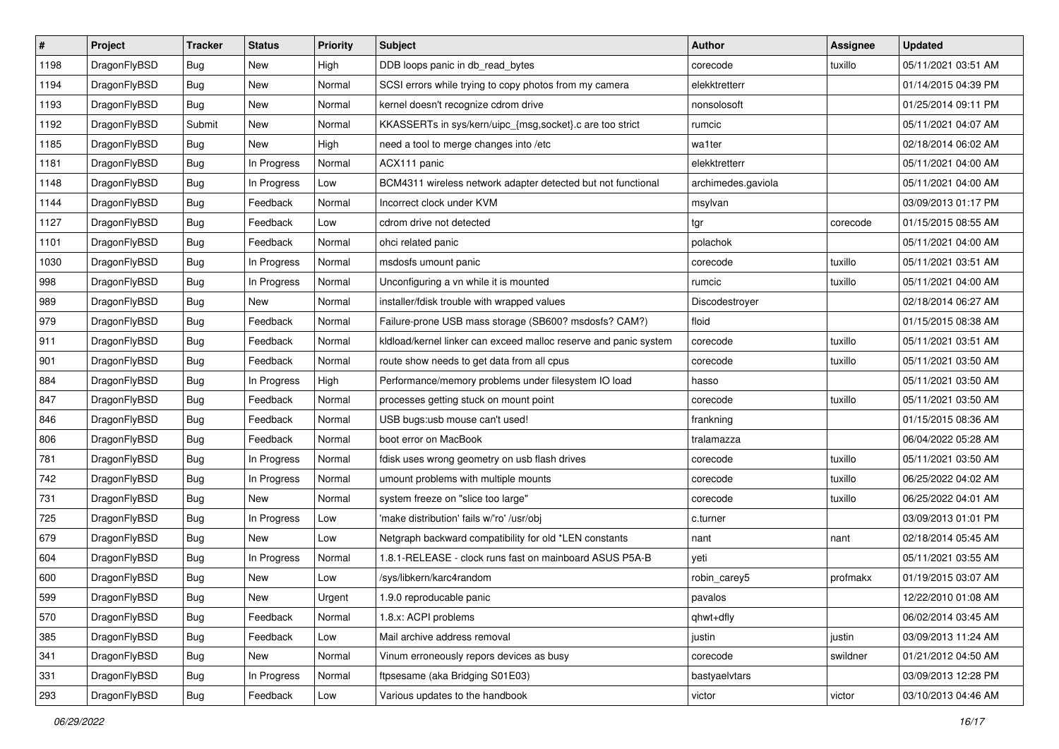| # | Project | Tracker | Status | Priority | Subject | Author | Assignee | Updated |
|---|---|---|---|---|---|---|---|---|
| 1198 | DragonFlyBSD | Bug | New | High | DDB loops panic in db_read_bytes | corecode | tuxillo | 05/11/2021 03:51 AM |
| 1194 | DragonFlyBSD | Bug | New | Normal | SCSI errors while trying to copy photos from my camera | elekktretterr | | 01/14/2015 04:39 PM |
| 1193 | DragonFlyBSD | Bug | New | Normal | kernel doesn't recognize cdrom drive | nonsolosoft | | 01/25/2014 09:11 PM |
| 1192 | DragonFlyBSD | Submit | New | Normal | KKASSERTs in sys/kern/uipc_{msg,socket}.c are too strict | rumcic | | 05/11/2021 04:07 AM |
| 1185 | DragonFlyBSD | Bug | New | High | need a tool to merge changes into /etc | wa1ter | | 02/18/2014 06:02 AM |
| 1181 | DragonFlyBSD | Bug | In Progress | Normal | ACX111 panic | elekktretterr | | 05/11/2021 04:00 AM |
| 1148 | DragonFlyBSD | Bug | In Progress | Low | BCM4311 wireless network adapter detected but not functional | archimedes.gaviola | | 05/11/2021 04:00 AM |
| 1144 | DragonFlyBSD | Bug | Feedback | Normal | Incorrect clock under KVM | msylvan | | 03/09/2013 01:17 PM |
| 1127 | DragonFlyBSD | Bug | Feedback | Low | cdrom drive not detected | tgr | corecode | 01/15/2015 08:55 AM |
| 1101 | DragonFlyBSD | Bug | Feedback | Normal | ohci related panic | polachok | | 05/11/2021 04:00 AM |
| 1030 | DragonFlyBSD | Bug | In Progress | Normal | msdosfs umount panic | corecode | tuxillo | 05/11/2021 03:51 AM |
| 998 | DragonFlyBSD | Bug | In Progress | Normal | Unconfiguring a vn while it is mounted | rumcic | tuxillo | 05/11/2021 04:00 AM |
| 989 | DragonFlyBSD | Bug | New | Normal | installer/fdisk trouble with wrapped values | Discodestroyer | | 02/18/2014 06:27 AM |
| 979 | DragonFlyBSD | Bug | Feedback | Normal | Failure-prone USB mass storage (SB600? msdosfs? CAM?) | floid | | 01/15/2015 08:38 AM |
| 911 | DragonFlyBSD | Bug | Feedback | Normal | kldload/kernel linker can exceed malloc reserve and panic system | corecode | tuxillo | 05/11/2021 03:51 AM |
| 901 | DragonFlyBSD | Bug | Feedback | Normal | route show needs to get data from all cpus | corecode | tuxillo | 05/11/2021 03:50 AM |
| 884 | DragonFlyBSD | Bug | In Progress | High | Performance/memory problems under filesystem IO load | hasso | | 05/11/2021 03:50 AM |
| 847 | DragonFlyBSD | Bug | Feedback | Normal | processes getting stuck on mount point | corecode | tuxillo | 05/11/2021 03:50 AM |
| 846 | DragonFlyBSD | Bug | Feedback | Normal | USB bugs:usb mouse can't used! | frankning | | 01/15/2015 08:36 AM |
| 806 | DragonFlyBSD | Bug | Feedback | Normal | boot error on MacBook | tralamazza | | 06/04/2022 05:28 AM |
| 781 | DragonFlyBSD | Bug | In Progress | Normal | fdisk uses wrong geometry on usb flash drives | corecode | tuxillo | 05/11/2021 03:50 AM |
| 742 | DragonFlyBSD | Bug | In Progress | Normal | umount problems with multiple mounts | corecode | tuxillo | 06/25/2022 04:02 AM |
| 731 | DragonFlyBSD | Bug | New | Normal | system freeze on "slice too large" | corecode | tuxillo | 06/25/2022 04:01 AM |
| 725 | DragonFlyBSD | Bug | In Progress | Low | 'make distribution' fails w/'ro' /usr/obj | c.turner | | 03/09/2013 01:01 PM |
| 679 | DragonFlyBSD | Bug | New | Low | Netgraph backward compatibility for old *LEN constants | nant | nant | 02/18/2014 05:45 AM |
| 604 | DragonFlyBSD | Bug | In Progress | Normal | 1.8.1-RELEASE - clock runs fast on mainboard ASUS P5A-B | yeti | | 05/11/2021 03:55 AM |
| 600 | DragonFlyBSD | Bug | New | Low | /sys/libkern/karc4random | robin_carey5 | profmakx | 01/19/2015 03:07 AM |
| 599 | DragonFlyBSD | Bug | New | Urgent | 1.9.0 reproducable panic | pavalos | | 12/22/2010 01:08 AM |
| 570 | DragonFlyBSD | Bug | Feedback | Normal | 1.8.x: ACPI problems | qhwt+dfly | | 06/02/2014 03:45 AM |
| 385 | DragonFlyBSD | Bug | Feedback | Low | Mail archive address removal | justin | justin | 03/09/2013 11:24 AM |
| 341 | DragonFlyBSD | Bug | New | Normal | Vinum erroneously repors devices as busy | corecode | swildner | 01/21/2012 04:50 AM |
| 331 | DragonFlyBSD | Bug | In Progress | Normal | ftpsesame (aka Bridging S01E03) | bastyaelvtars | | 03/09/2013 12:28 PM |
| 293 | DragonFlyBSD | Bug | Feedback | Low | Various updates to the handbook | victor | victor | 03/10/2013 04:46 AM |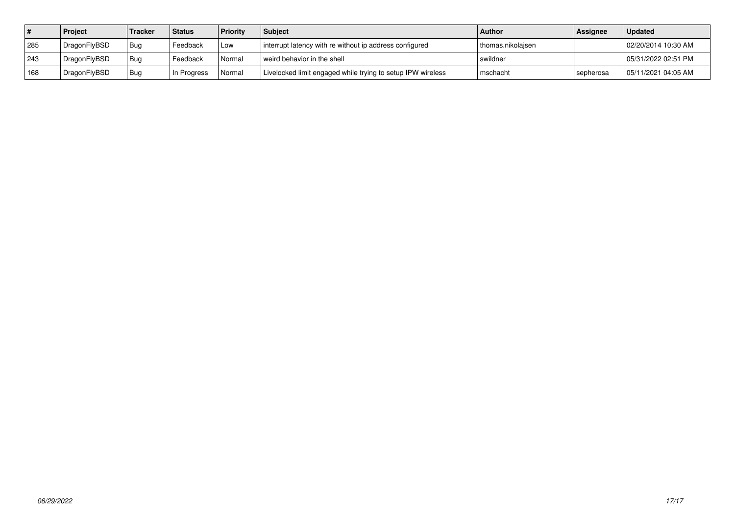| # | Project | Tracker | Status | Priority | Subject | Author | Assignee | Updated |
|---|---|---|---|---|---|---|---|---|
| 285 | DragonFlyBSD | Bug | Feedback | Low | interrupt latency with re without ip address configured | thomas.nikolajsen | | 02/20/2014 10:30 AM |
| 243 | DragonFlyBSD | Bug | Feedback | Normal | weird behavior in the shell | swildner | | 05/31/2022 02:51 PM |
| 168 | DragonFlyBSD | Bug | In Progress | Normal | Livelocked limit engaged while trying to setup IPW wireless | mschacht | sepherosa | 05/11/2021 04:05 AM |